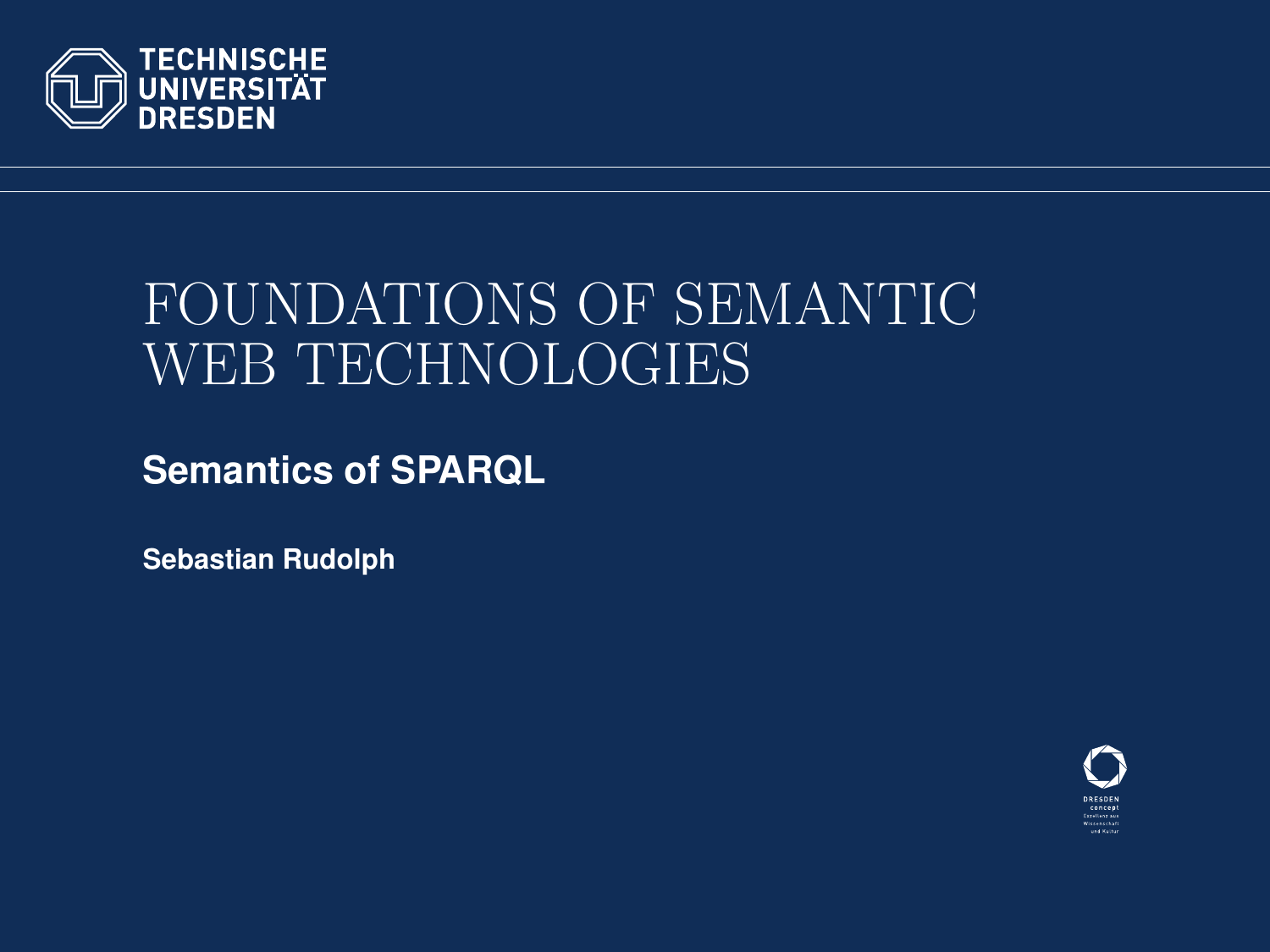TECHNISCHE UNIVERSITÄT DRESDEN

# FOUNDATIONS OF SEMANTIC WEB TECHNOLOGIES

## Semantics of SPARQL

**Sebastian Rudolph**

DRESDEN concept
Exzellenz aus Wissenschaft und Kultur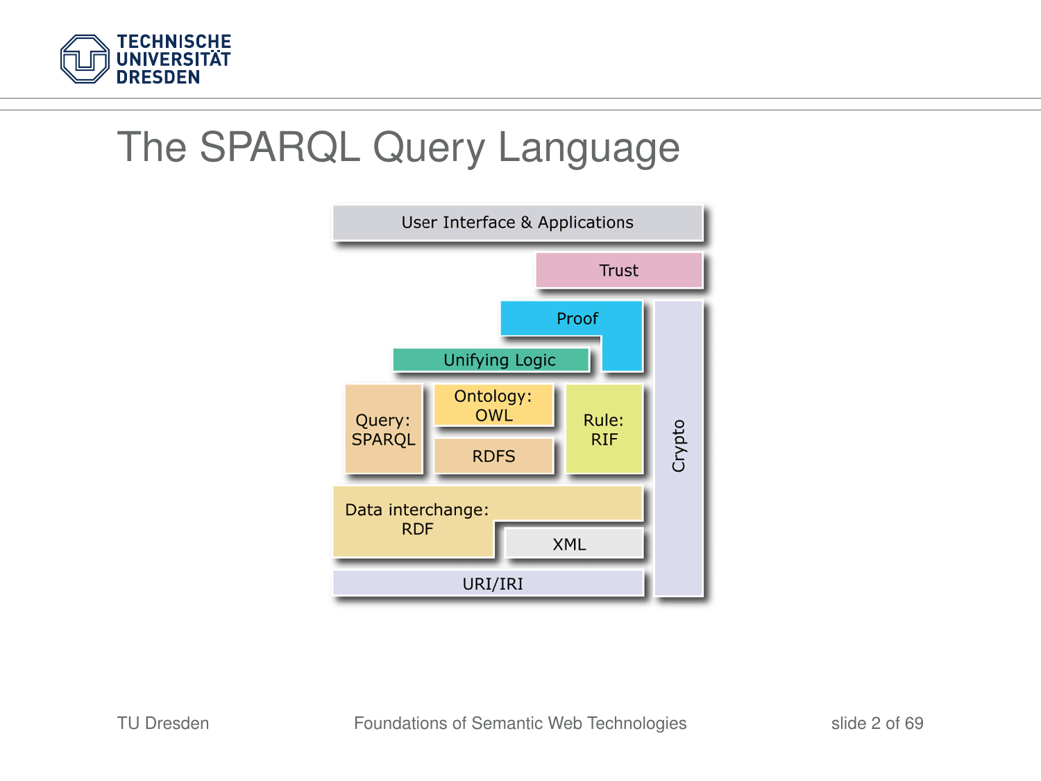# The SPARQL Query Language

User Interface & Applications

Trust

Proof

Unifying Logic

Query: SPARQL

Ontology: OWL

RDFS

Rule: RIF

Crypto

Data interchange: RDF

XML

URI/IRI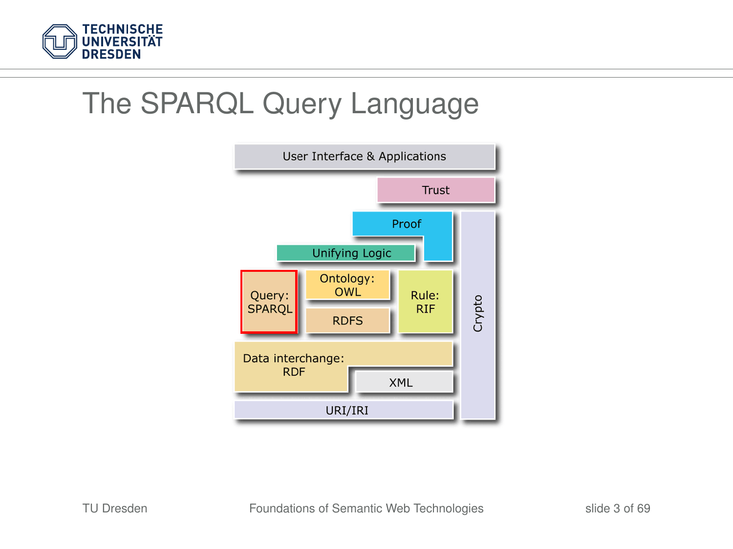# The SPARQL Query Language

User Interface & Applications

Trust

Proof

Unifying Logic

Query: SPARQL

Ontology: OWL

RDFS

Rule: RIF

Crypto

Data interchange: RDF

XML

URI/IRI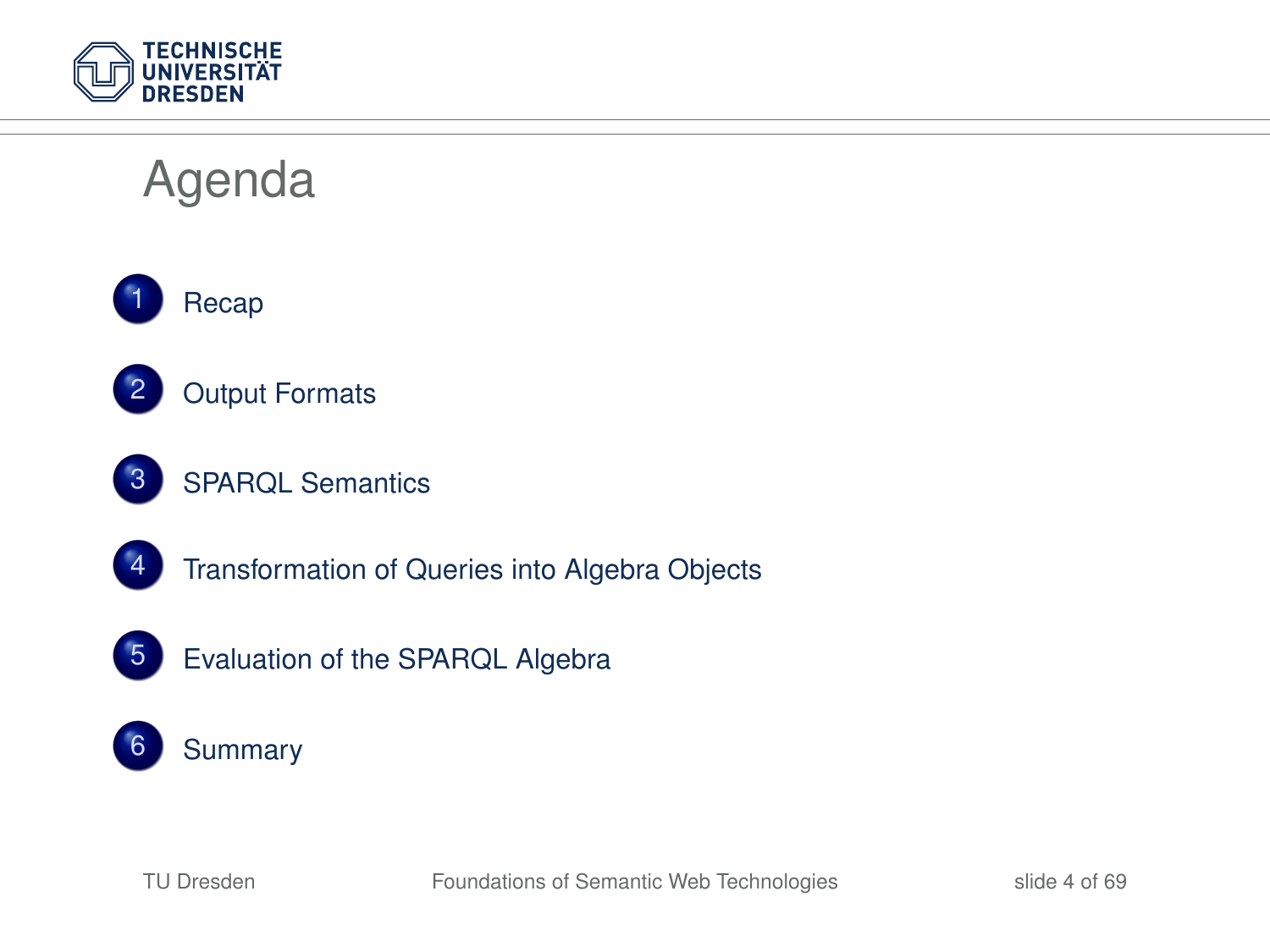# Agenda

1. Recap
2. Output Formats
3. SPARQL Semantics
4. Transformation of Queries into Algebra Objects
5. Evaluation of the SPARQL Algebra
6. Summary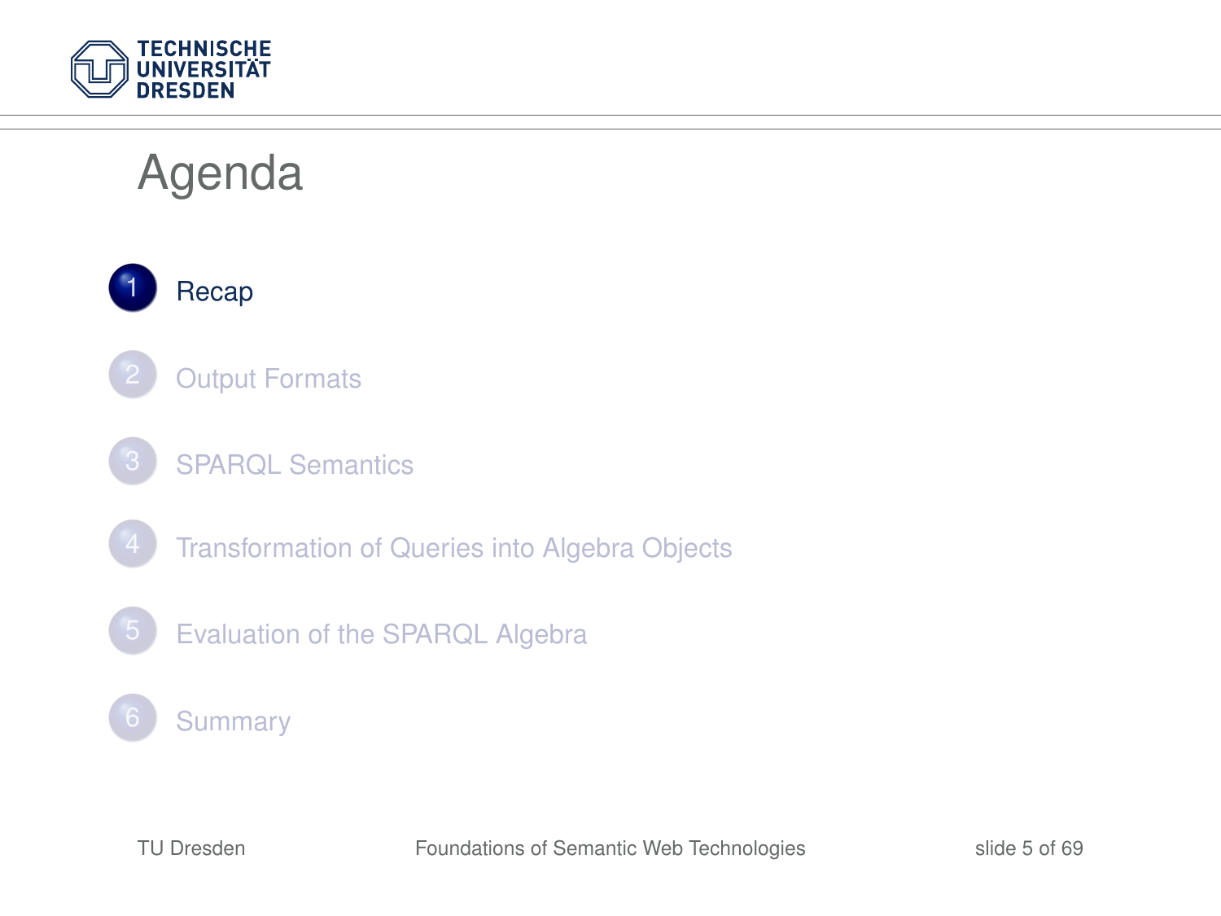# Agenda

1. Recap
2. Output Formats
3. SPARQL Semantics
4. Transformation of Queries into Algebra Objects
5. Evaluation of the SPARQL Algebra
6. Summary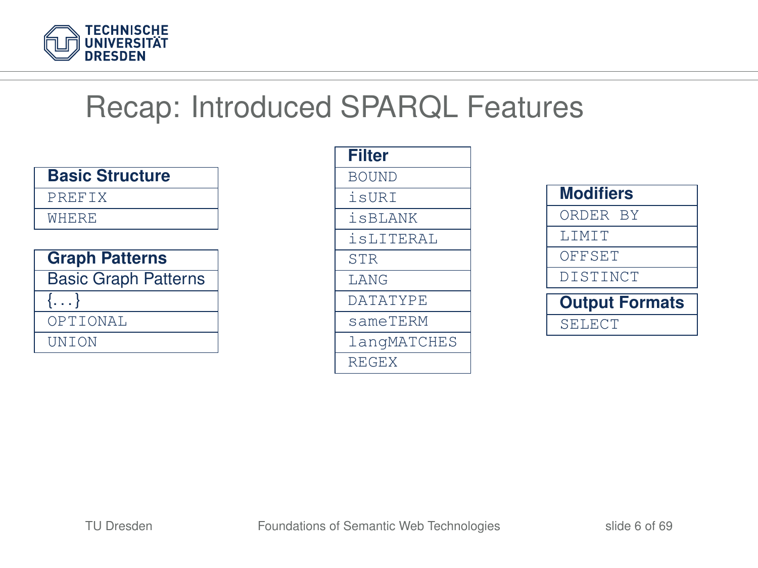# Recap: Introduced SPARQL Features

| **Basic Structure** |
| --- |
| PREFIX |
| WHERE |

| **Graph Patterns** |
| --- |
| Basic Graph Patterns |
| {...} |
| OPTIONAL |
| UNION |

| **Filter** |
| --- |
| BOUND |
| isURI |
| isBLANK |
| isLITERAL |
| STR |
| LANG |
| DATATYPE |
| sameTERM |
| langMATCHES |
| REGEX |

| **Modifiers** |
| --- |
| ORDER BY |
| LIMIT |
| OFFSET |
| DISTINCT |

| **Output Formats** |
| --- |
| SELECT |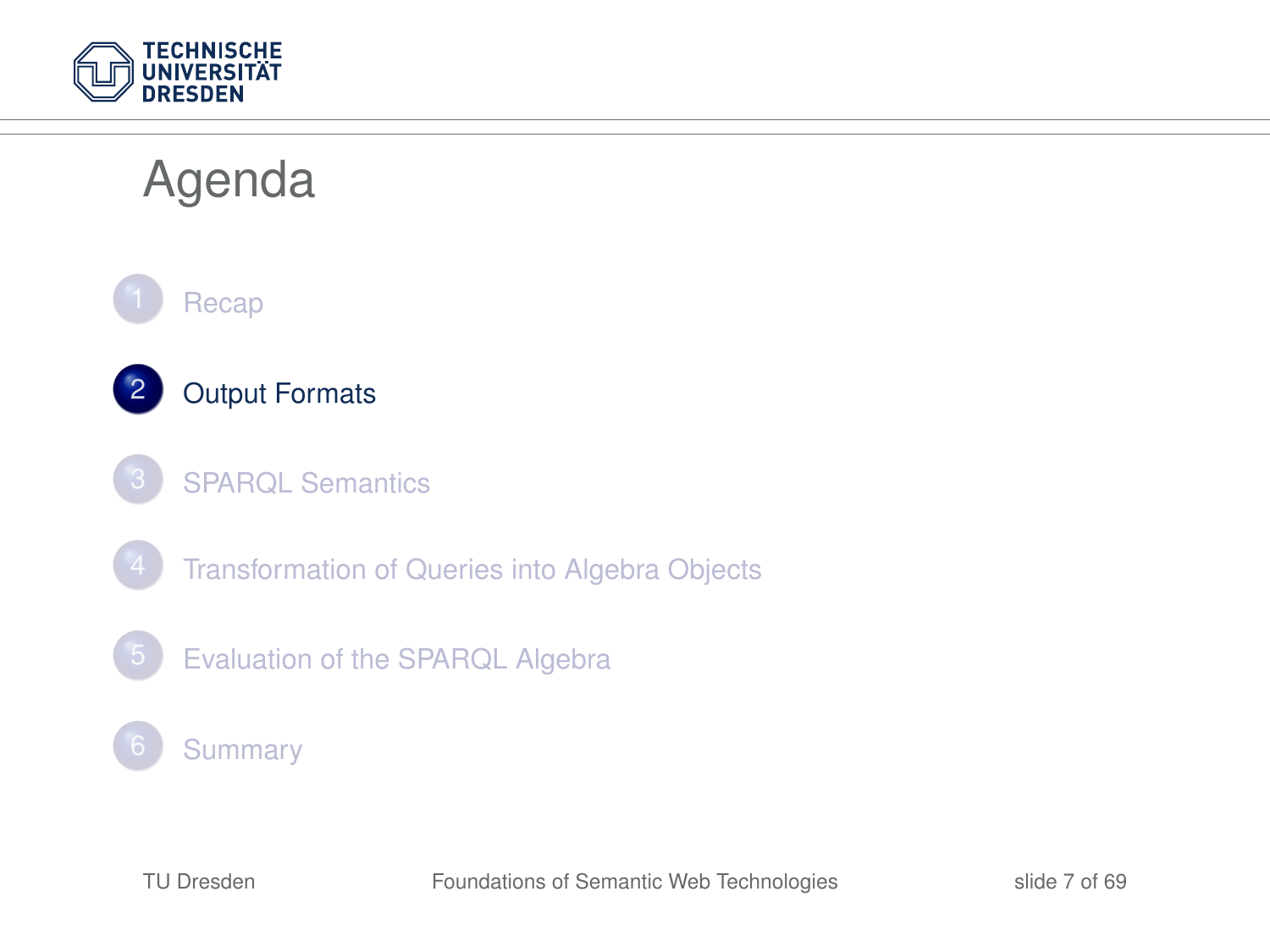# Agenda

1. Recap
2. **Output Formats**
3. SPARQL Semantics
4. Transformation of Queries into Algebra Objects
5. Evaluation of the SPARQL Algebra
6. Summary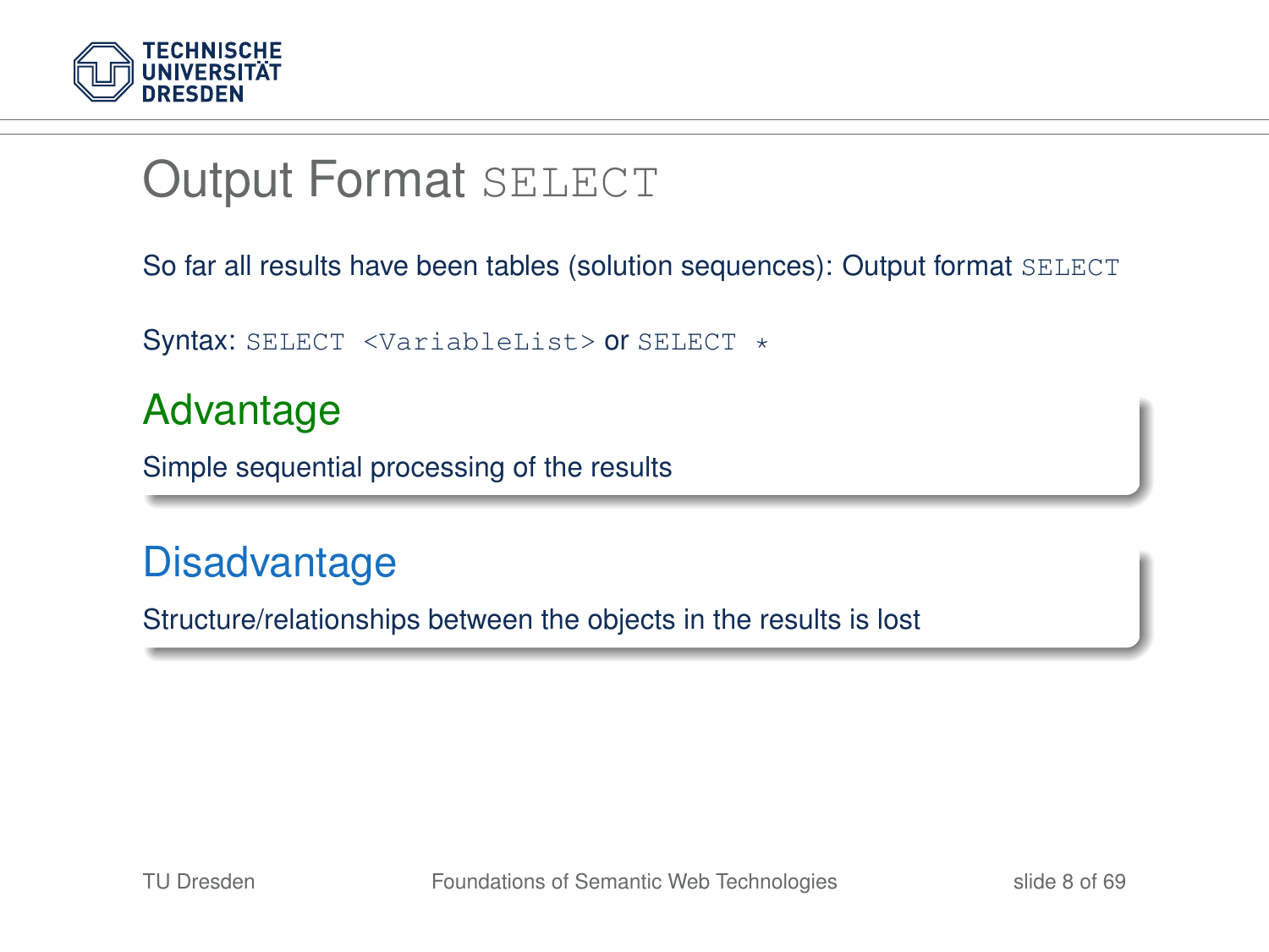# Output Format `SELECT`

So far all results have been tables (solution sequences): Output format `SELECT`

Syntax: `SELECT <VariableList>` or `SELECT *`

## Advantage

Simple sequential processing of the results

## Disadvantage

Structure/relationships between the objects in the results is lost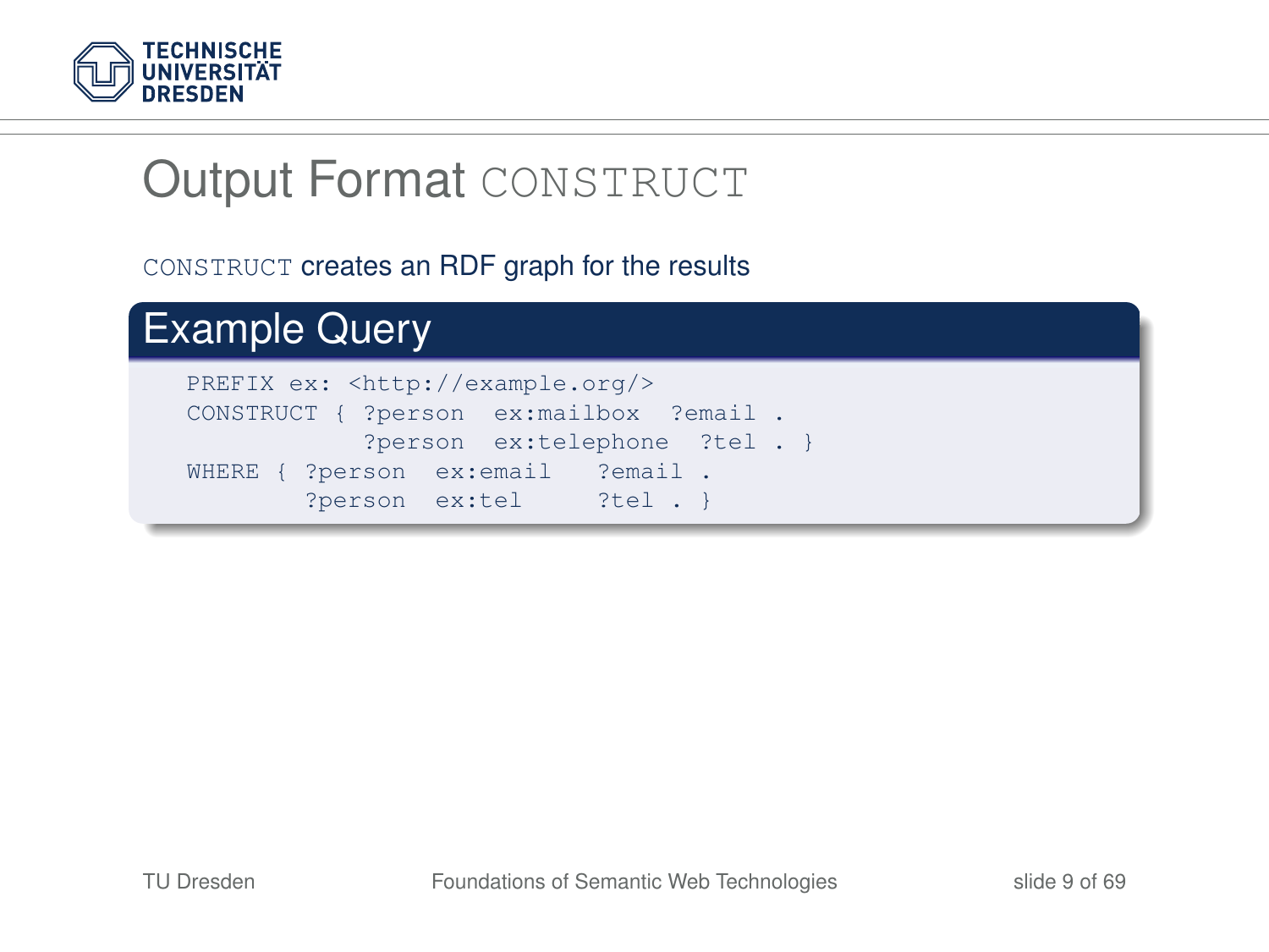# Output Format CONSTRUCT

`CONSTRUCT` creates an RDF graph for the results

## Example Query

```
PREFIX ex: <http://example.org/>
CONSTRUCT { ?person  ex:mailbox  ?email .
            ?person  ex:telephone  ?tel . }
WHERE { ?person  ex:email   ?email .
        ?person  ex:tel     ?tel . }
```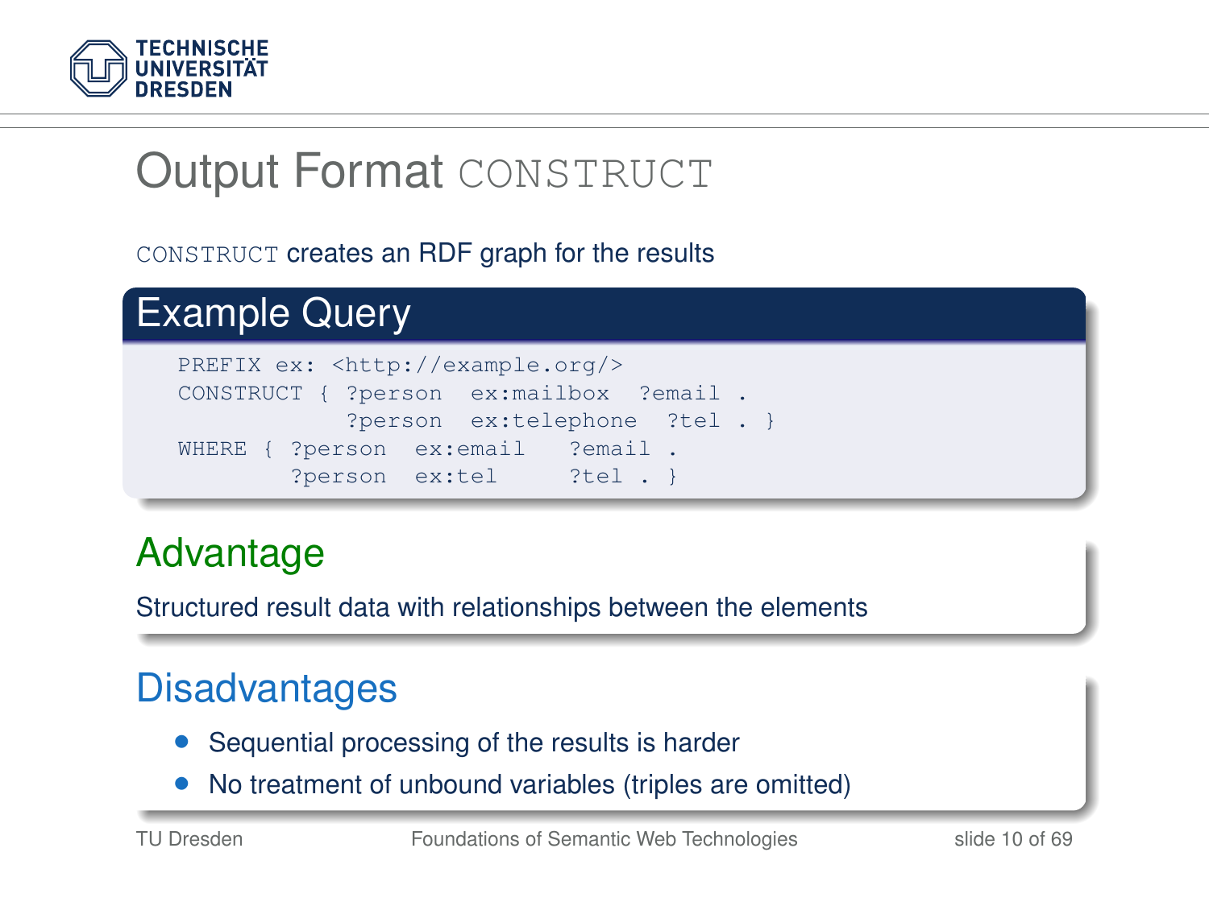# Output Format `CONSTRUCT`

`CONSTRUCT` creates an RDF graph for the results

## Example Query

```
PREFIX ex: <http://example.org/>
CONSTRUCT { ?person  ex:mailbox  ?email .
            ?person  ex:telephone  ?tel . }
WHERE { ?person  ex:email   ?email .
        ?person  ex:tel     ?tel . }
```

## Advantage

Structured result data with relationships between the elements

## Disadvantages

- Sequential processing of the results is harder
- No treatment of unbound variables (triples are omitted)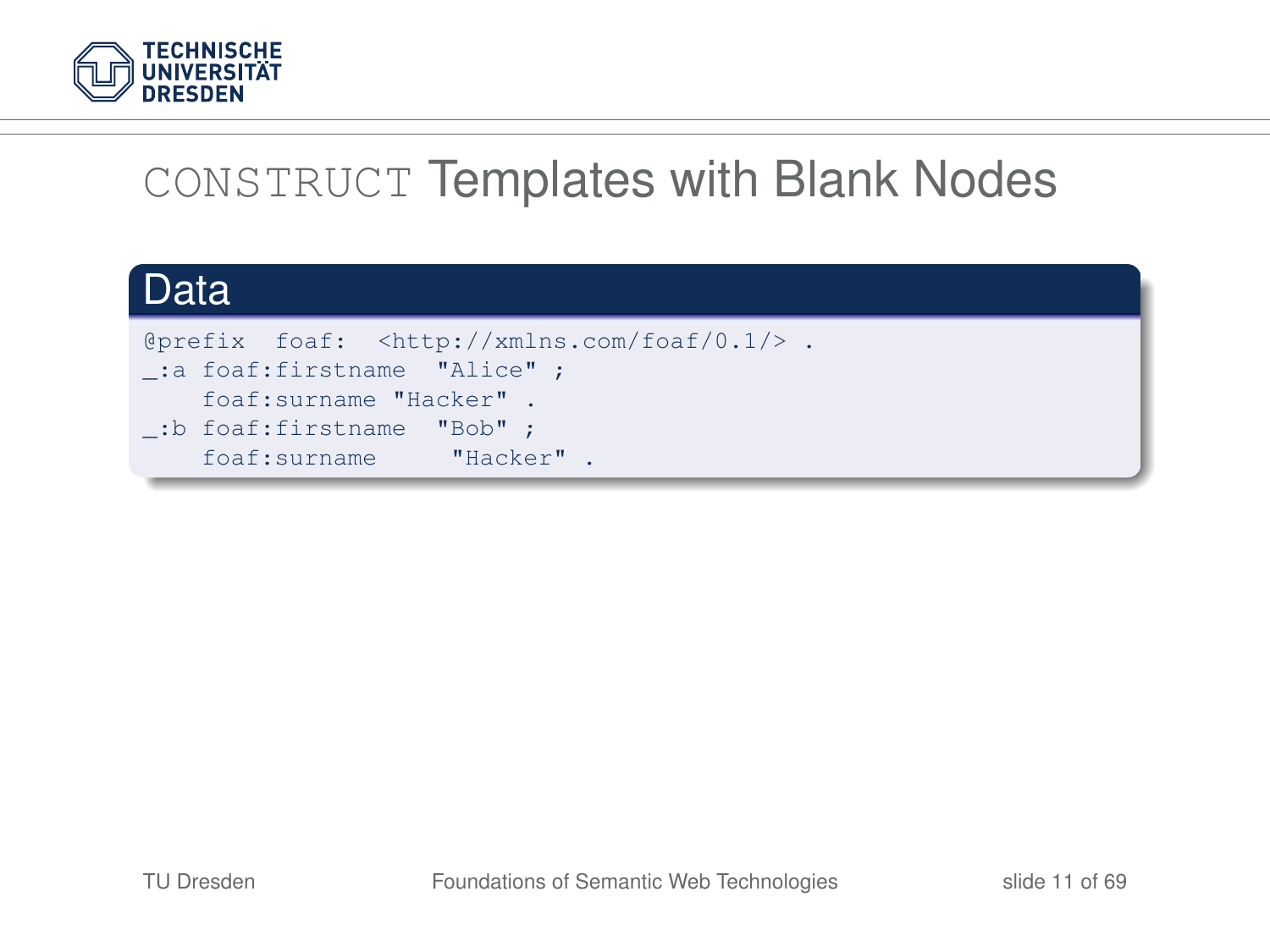# CONSTRUCT Templates with Blank Nodes

**Data**

```
@prefix  foaf:  <http://xmlns.com/foaf/0.1/> .
_:a foaf:firstname  "Alice" ;
    foaf:surname "Hacker" .
_:b foaf:firstname  "Bob" ;
    foaf:surname     "Hacker" .
```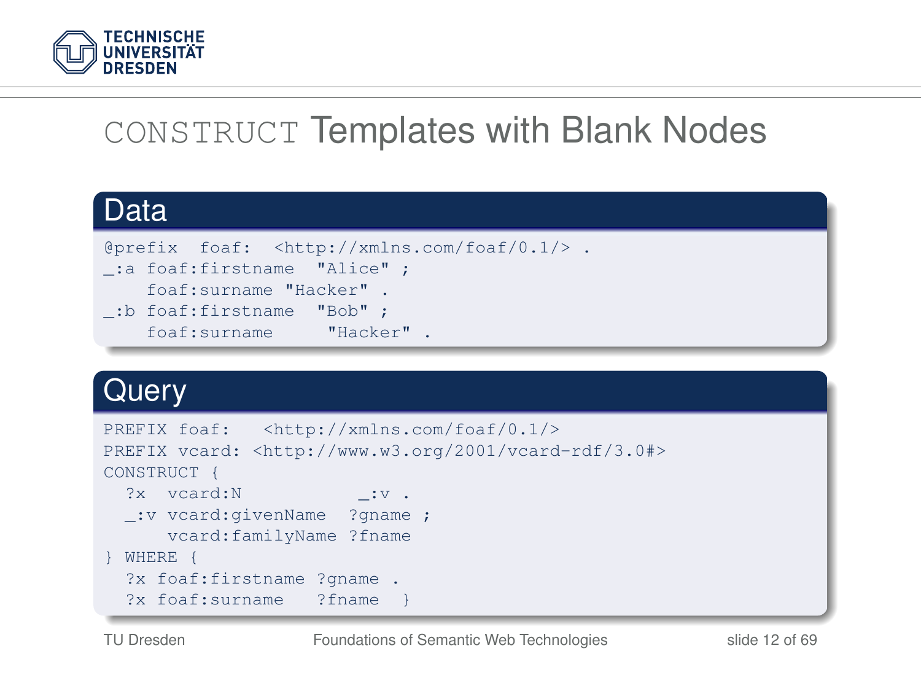# CONSTRUCT Templates with Blank Nodes

## Data

```
@prefix  foaf:  <http://xmlns.com/foaf/0.1/> .
_:a foaf:firstname  "Alice" ;
    foaf:surname "Hacker" .
_:b foaf:firstname  "Bob" ;
    foaf:surname     "Hacker" .
```

## Query

```
PREFIX foaf:   <http://xmlns.com/foaf/0.1/>
PREFIX vcard: <http://www.w3.org/2001/vcard-rdf/3.0#>
CONSTRUCT {
  ?x  vcard:N          _:v .
  _:v vcard:givenName  ?gname ;
      vcard:familyName ?fname
} WHERE {
  ?x foaf:firstname ?gname .
  ?x foaf:surname   ?fname  }
```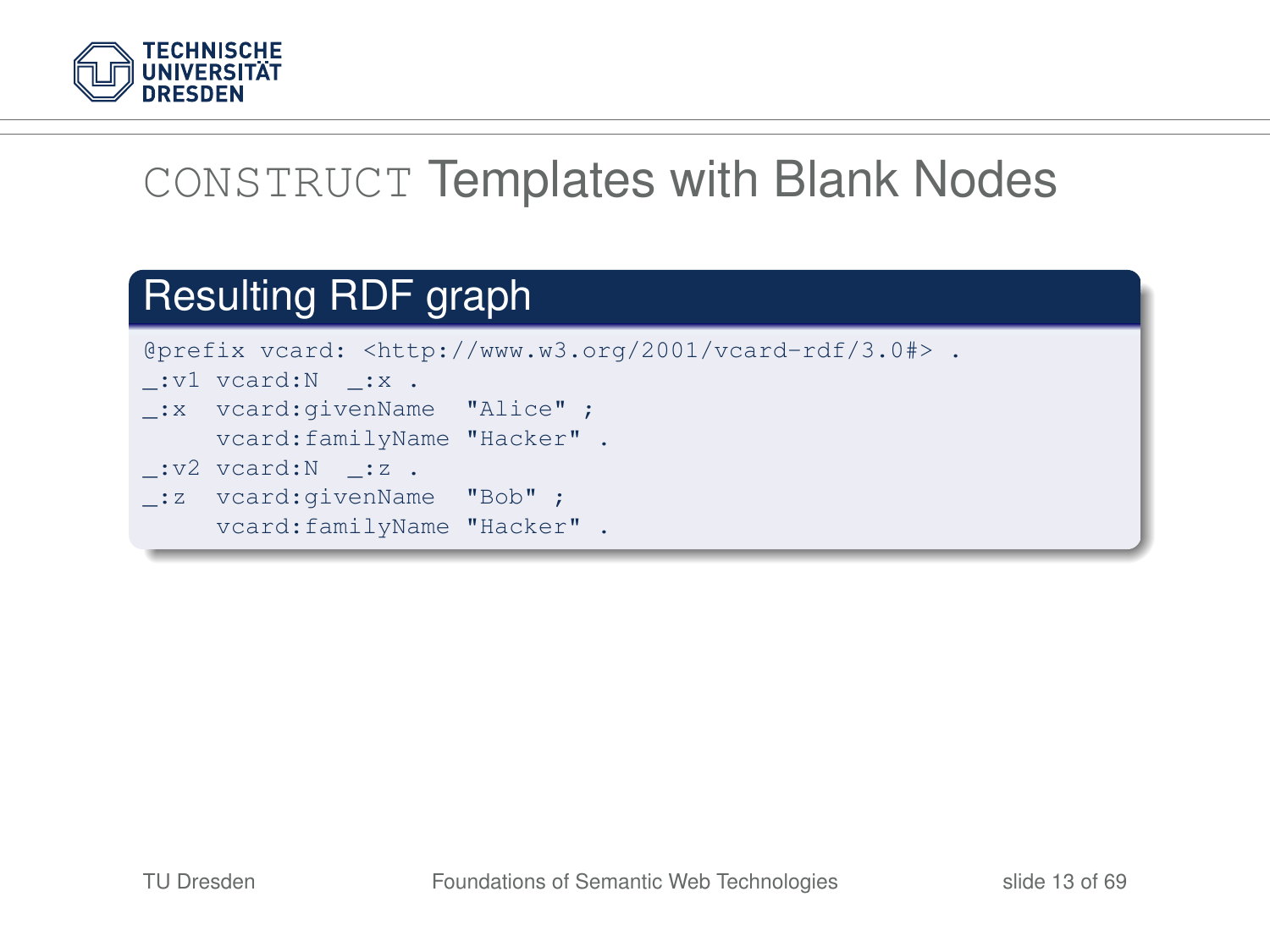# CONSTRUCT Templates with Blank Nodes

## Resulting RDF graph

```
@prefix vcard: <http://www.w3.org/2001/vcard-rdf/3.0#> .
_:v1 vcard:N  _:x .
_:x  vcard:givenName  "Alice" ;
     vcard:familyName "Hacker" .
_:v2 vcard:N  _:z .
_:z  vcard:givenName  "Bob" ;
     vcard:familyName "Hacker" .
```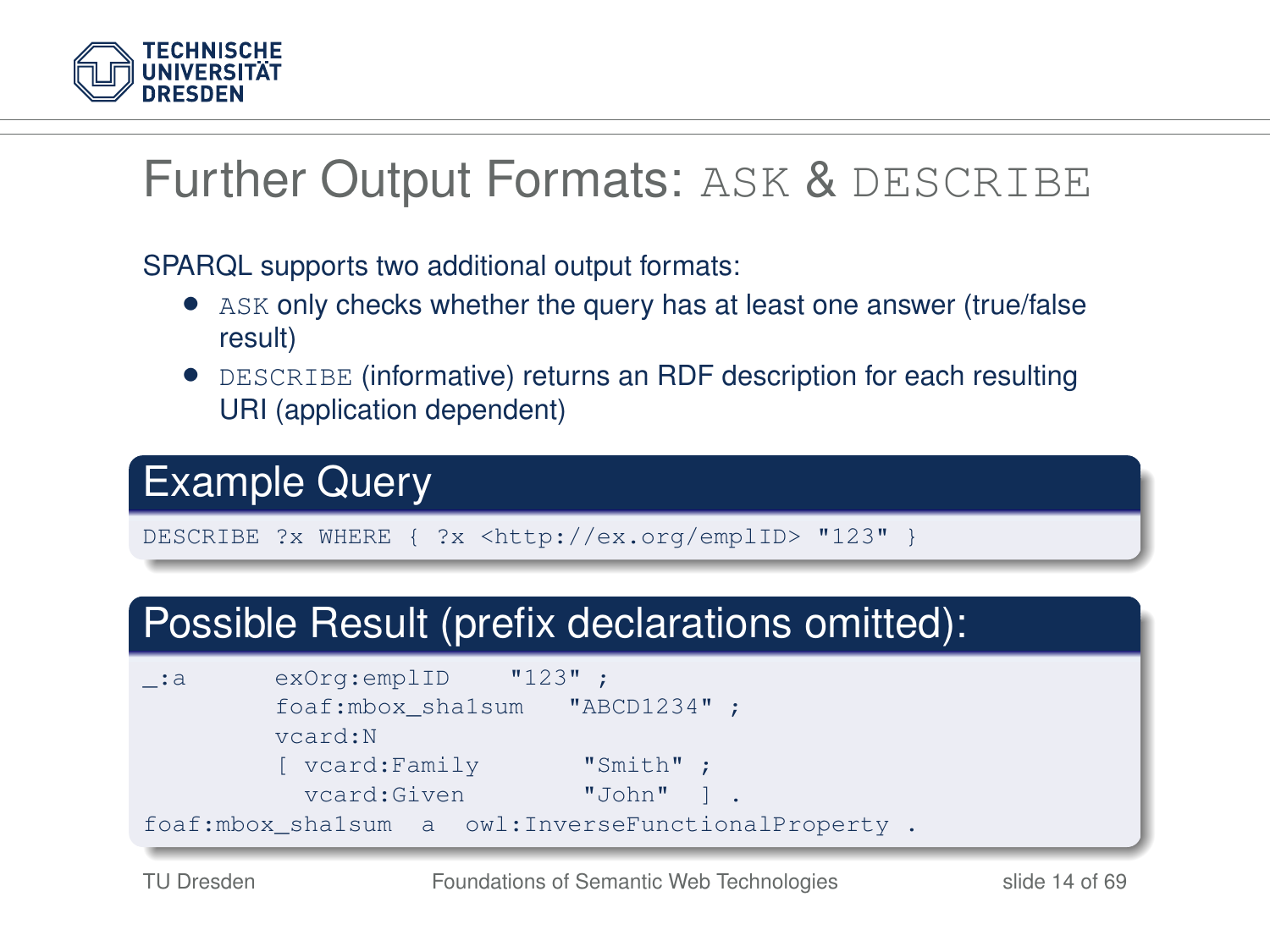# Further Output Formats: ASK & DESCRIBE

SPARQL supports two additional output formats:

- `ASK` only checks whether the query has at least one answer (true/false result)
- `DESCRIBE` (informative) returns an RDF description for each resulting URI (application dependent)

## Example Query

```
DESCRIBE ?x WHERE { ?x <http://ex.org/emplID> "123" }
```

## Possible Result (prefix declarations omitted):

```
_:a       exOrg:emplID     "123" ;
          foaf:mbox_sha1sum   "ABCD1234" ;
          vcard:N
          [ vcard:Family       "Smith" ;
            vcard:Given        "John"  ] .
foaf:mbox_sha1sum  a  owl:InverseFunctionalProperty .
```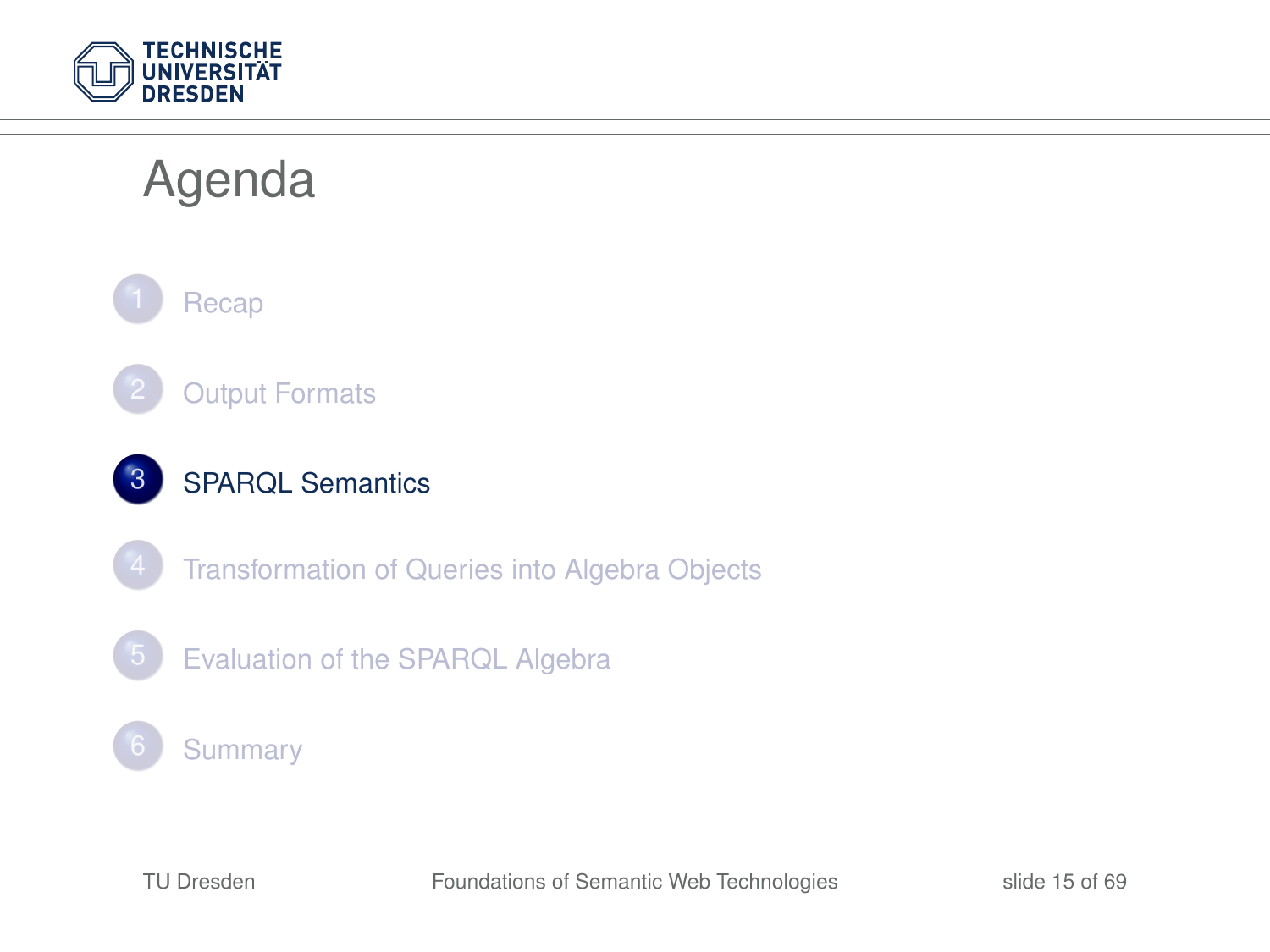# Agenda

1. Recap
2. Output Formats
3. **SPARQL Semantics**
4. Transformation of Queries into Algebra Objects
5. Evaluation of the SPARQL Algebra
6. Summary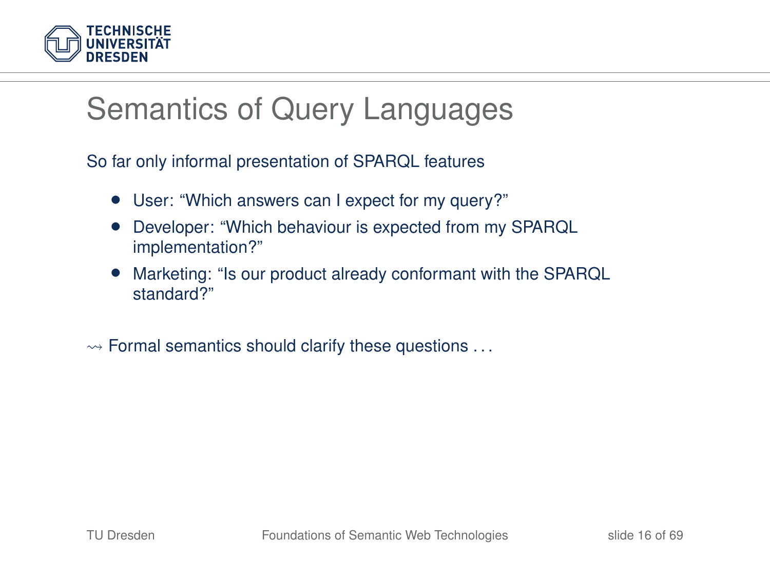# Semantics of Query Languages

So far only informal presentation of SPARQL features

- User: “Which answers can I expect for my query?”
- Developer: “Which behaviour is expected from my SPARQL implementation?”
- Marketing: “Is our product already conformant with the SPARQL standard?”

$\leadsto$ Formal semantics should clarify these questions . . .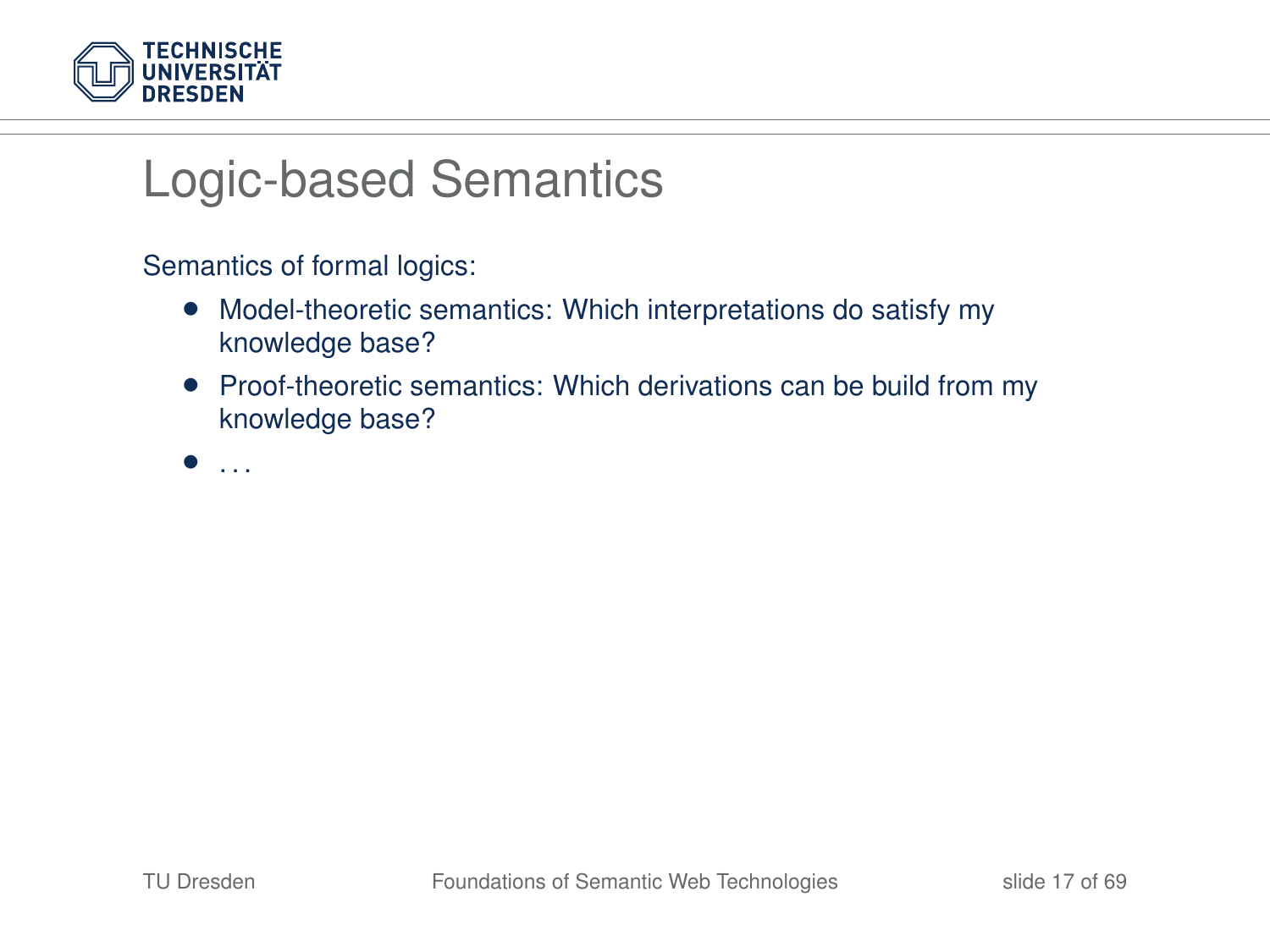# Logic-based Semantics

Semantics of formal logics:

- Model-theoretic semantics: Which interpretations do satisfy my knowledge base?
- Proof-theoretic semantics: Which derivations can be build from my knowledge base?
- ...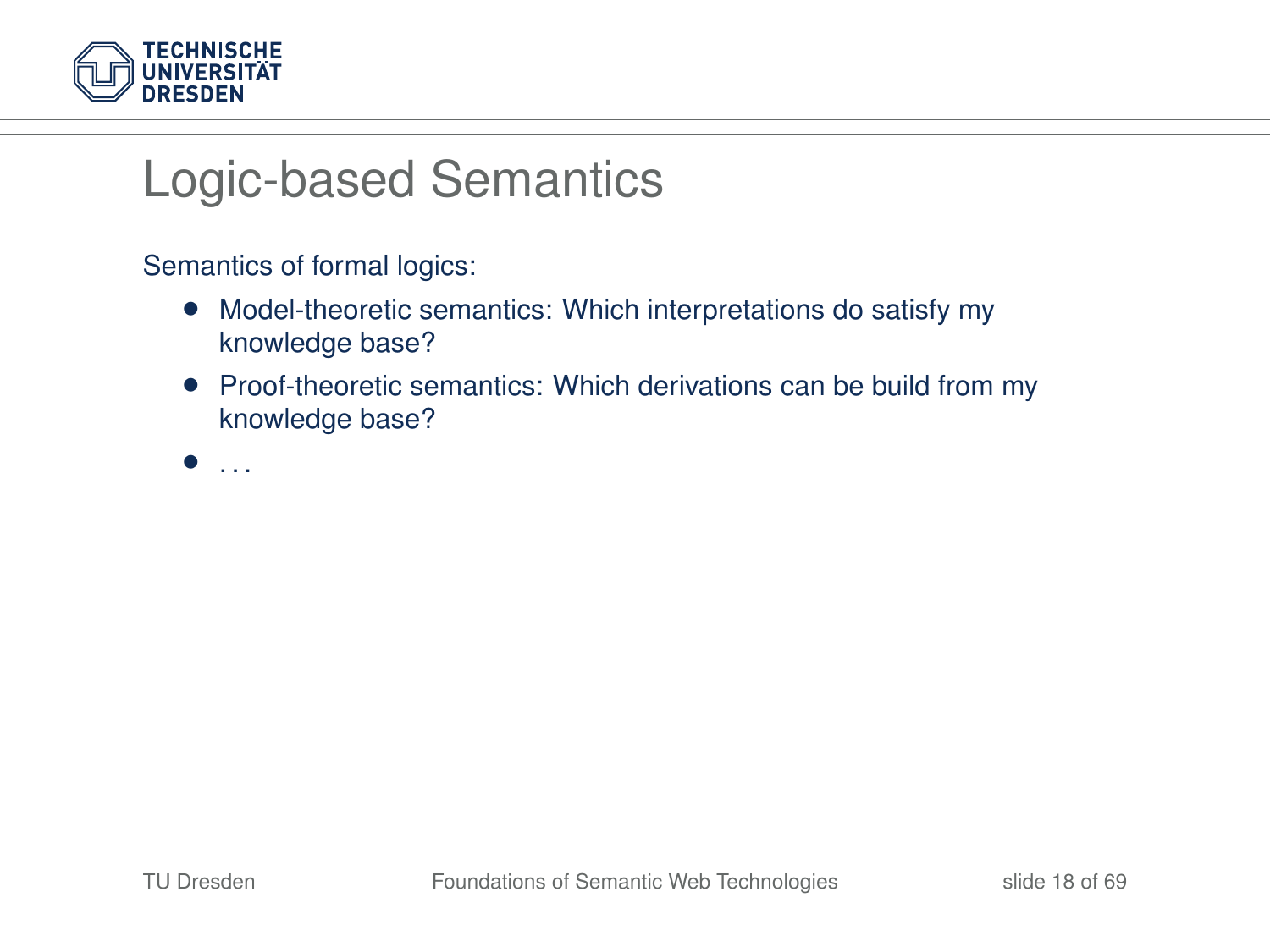# Logic-based Semantics

Semantics of formal logics:

- Model-theoretic semantics: Which interpretations do satisfy my knowledge base?
- Proof-theoretic semantics: Which derivations can be build from my knowledge base?
- ...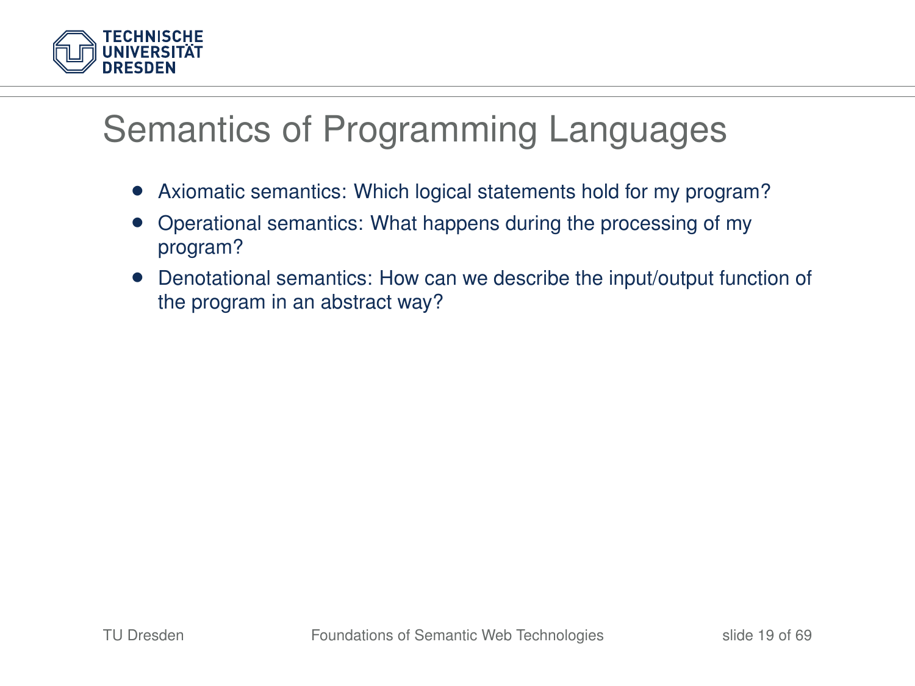# Semantics of Programming Languages

- Axiomatic semantics: Which logical statements hold for my program?
- Operational semantics: What happens during the processing of my program?
- Denotational semantics: How can we describe the input/output function of the program in an abstract way?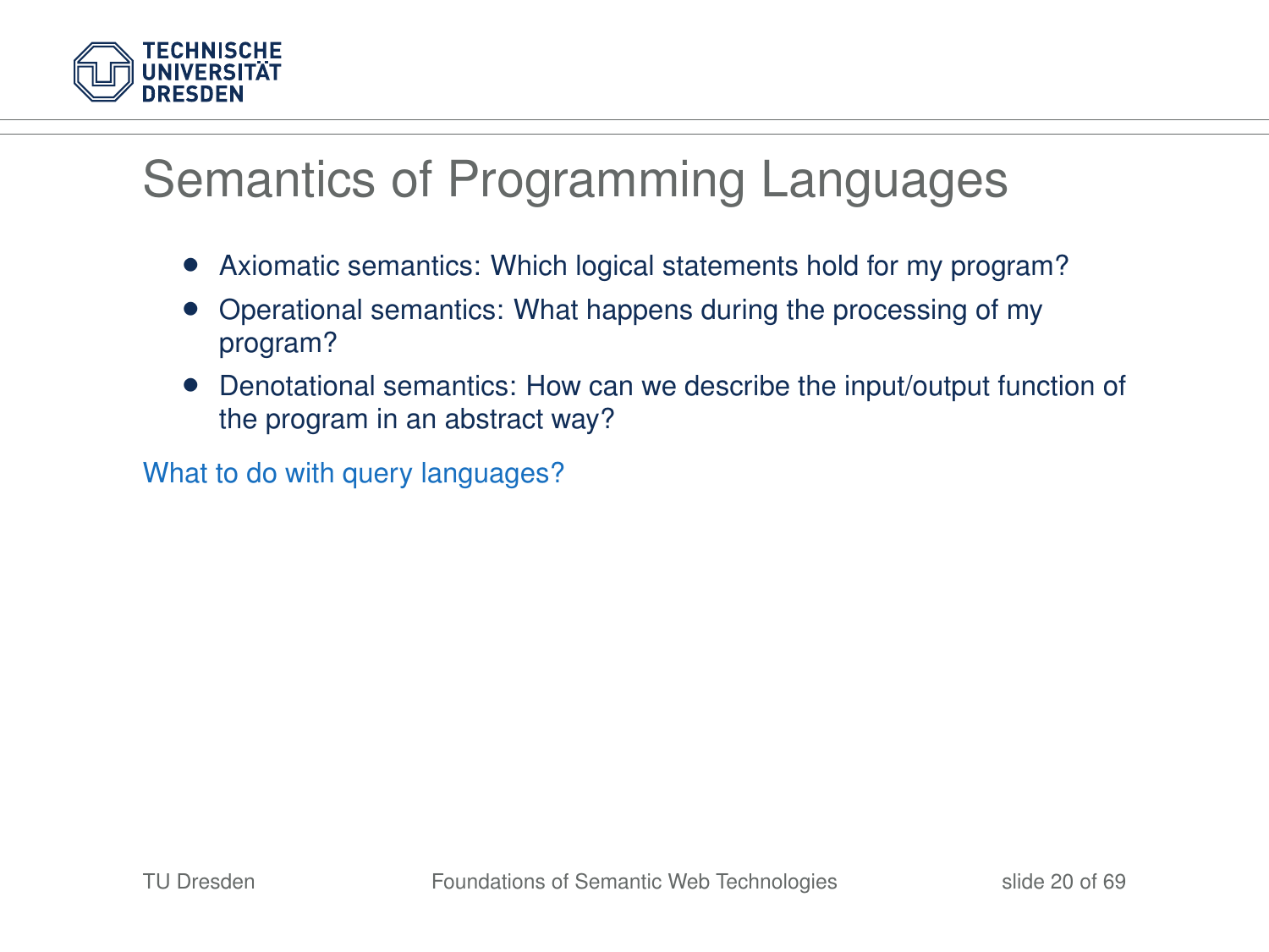# Semantics of Programming Languages

- Axiomatic semantics: Which logical statements hold for my program?
- Operational semantics: What happens during the processing of my program?
- Denotational semantics: How can we describe the input/output function of the program in an abstract way?

What to do with query languages?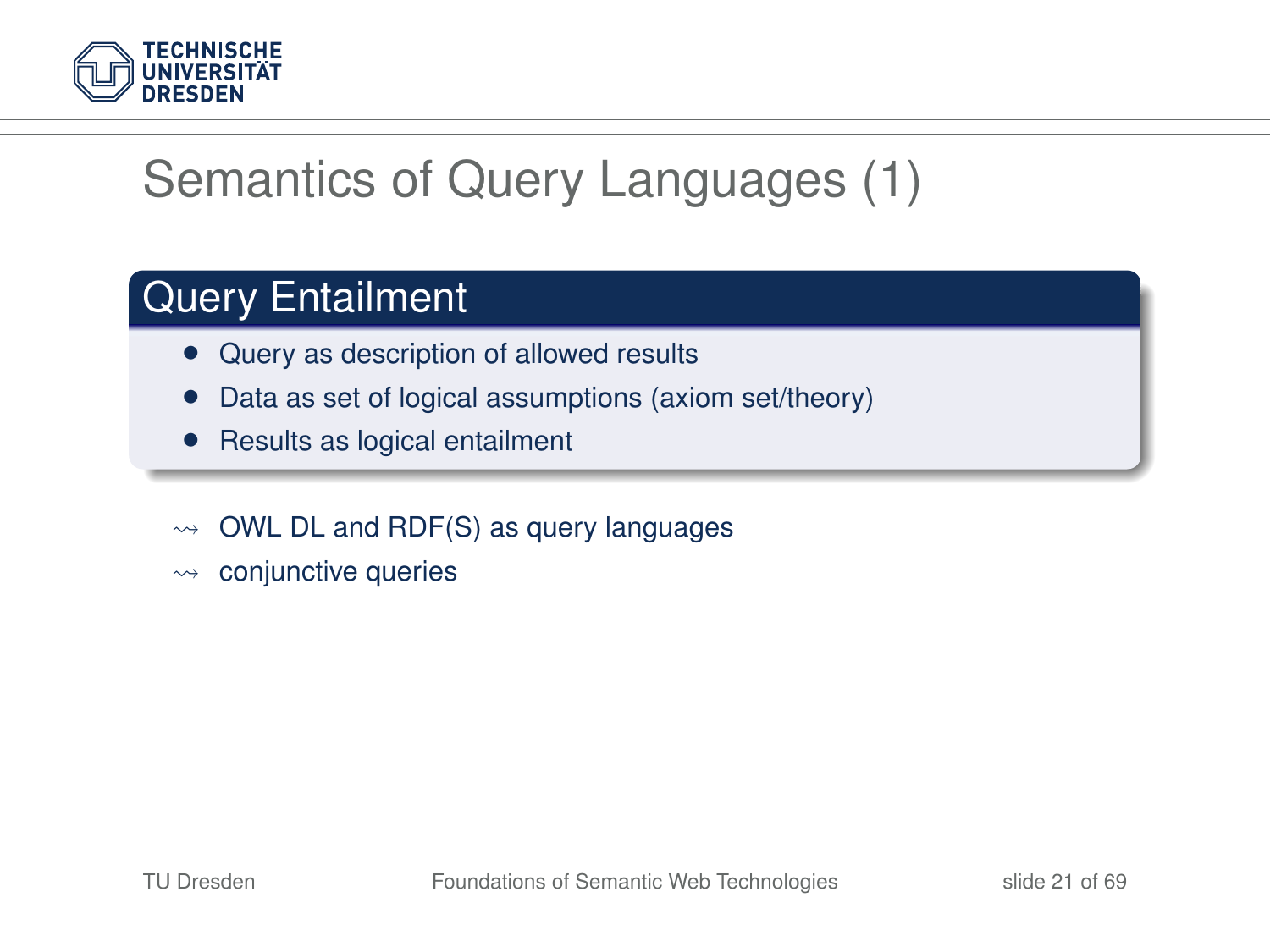# Semantics of Query Languages (1)

## Query Entailment

- Query as description of allowed results
- Data as set of logical assumptions (axiom set/theory)
- Results as logical entailment

$\rightsquigarrow$ OWL DL and RDF(S) as query languages

$\rightsquigarrow$ conjunctive queries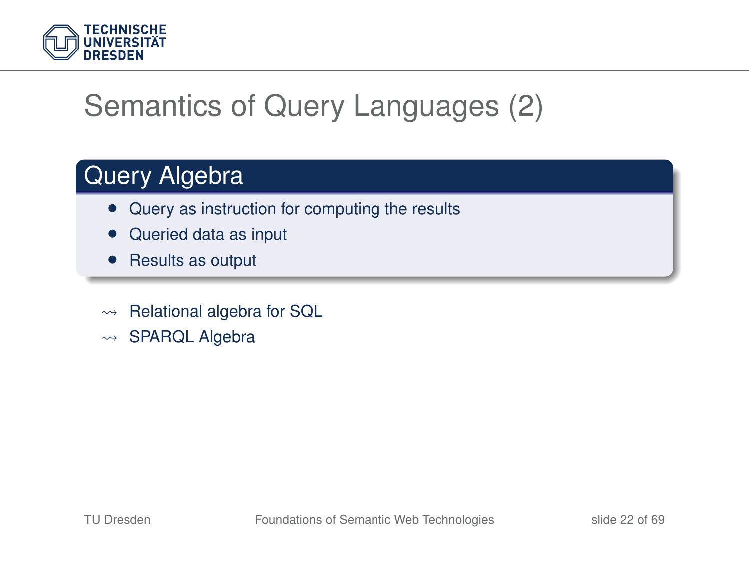# Semantics of Query Languages (2)

## Query Algebra

- Query as instruction for computing the results
- Queried data as input
- Results as output

$\rightsquigarrow$ Relational algebra for SQL

$\rightsquigarrow$ SPARQL Algebra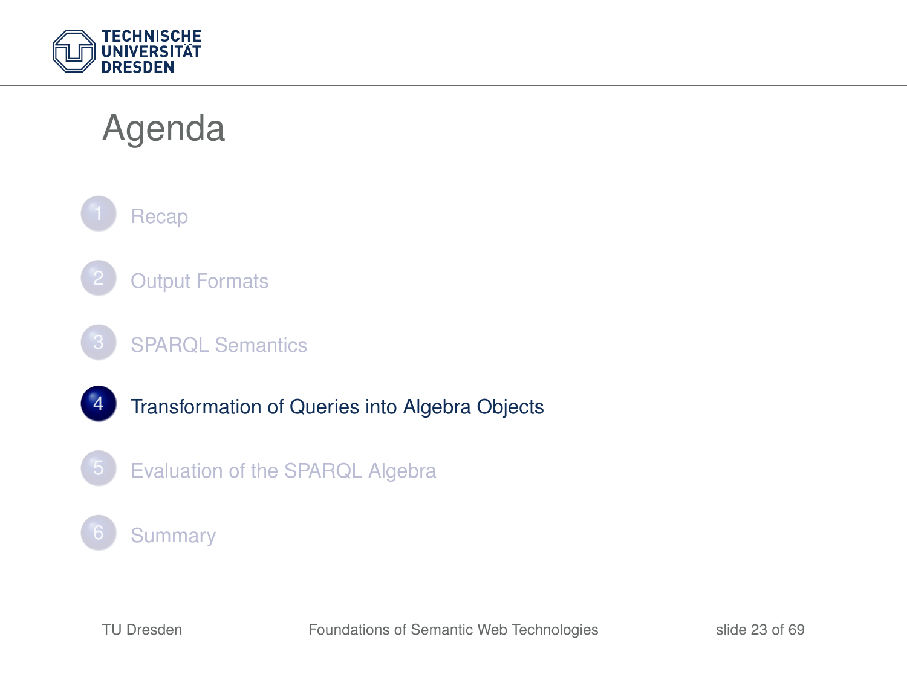# Agenda

1. Recap
2. Output Formats
3. SPARQL Semantics
4. **Transformation of Queries into Algebra Objects**
5. Evaluation of the SPARQL Algebra
6. Summary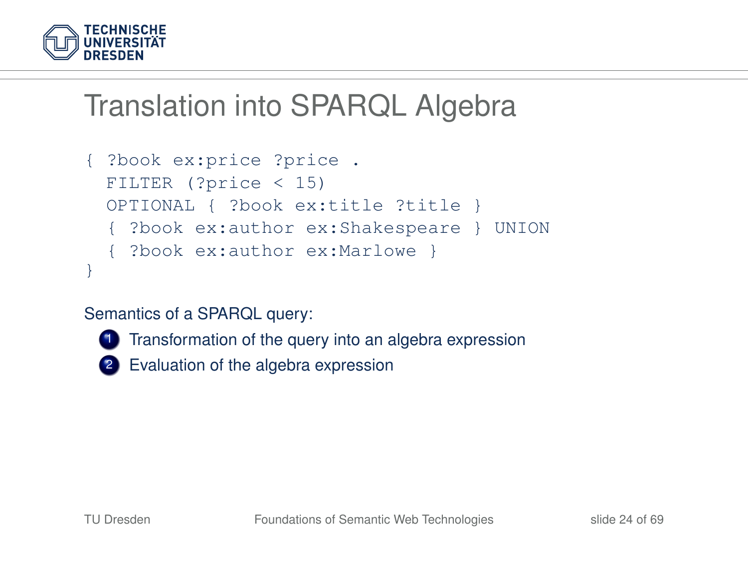# Translation into SPARQL Algebra

```
{ ?book ex:price ?price .
  FILTER (?price < 15)
  OPTIONAL { ?book ex:title ?title }
  { ?book ex:author ex:Shakespeare } UNION
  { ?book ex:author ex:Marlowe }
}
```

Semantics of a SPARQL query:

1. Transformation of the query into an algebra expression
2. Evaluation of the algebra expression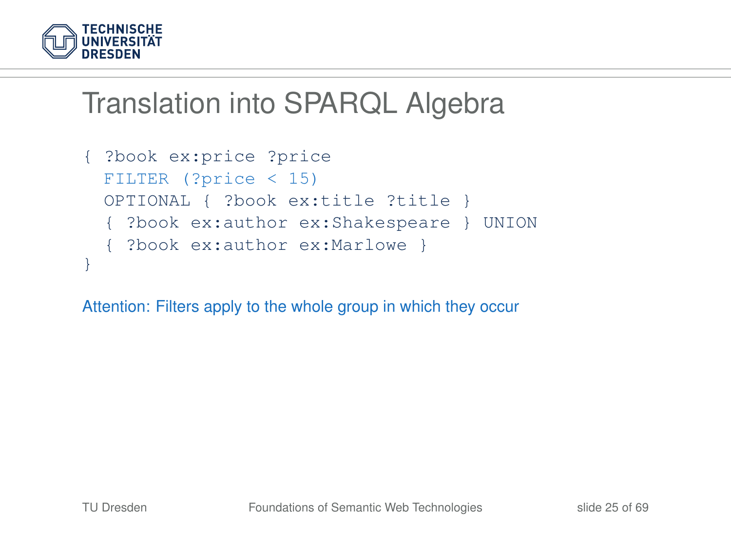# Translation into SPARQL Algebra

```
{ ?book ex:price ?price
  FILTER (?price < 15)
  OPTIONAL { ?book ex:title ?title }
  { ?book ex:author ex:Shakespeare } UNION
  { ?book ex:author ex:Marlowe }
}
```

Attention: Filters apply to the whole group in which they occur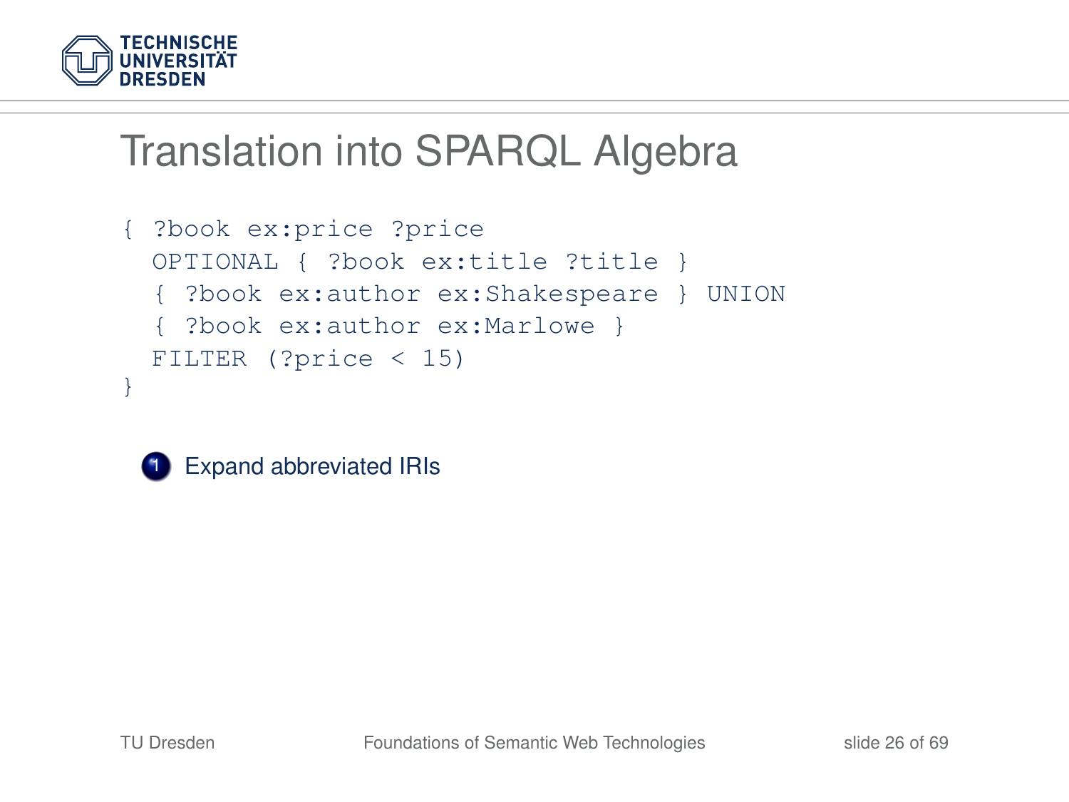# Translation into SPARQL Algebra

```
{ ?book ex:price ?price
  OPTIONAL { ?book ex:title ?title }
  { ?book ex:author ex:Shakespeare } UNION
  { ?book ex:author ex:Marlowe }
  FILTER (?price < 15)
}
```

1. Expand abbreviated IRIs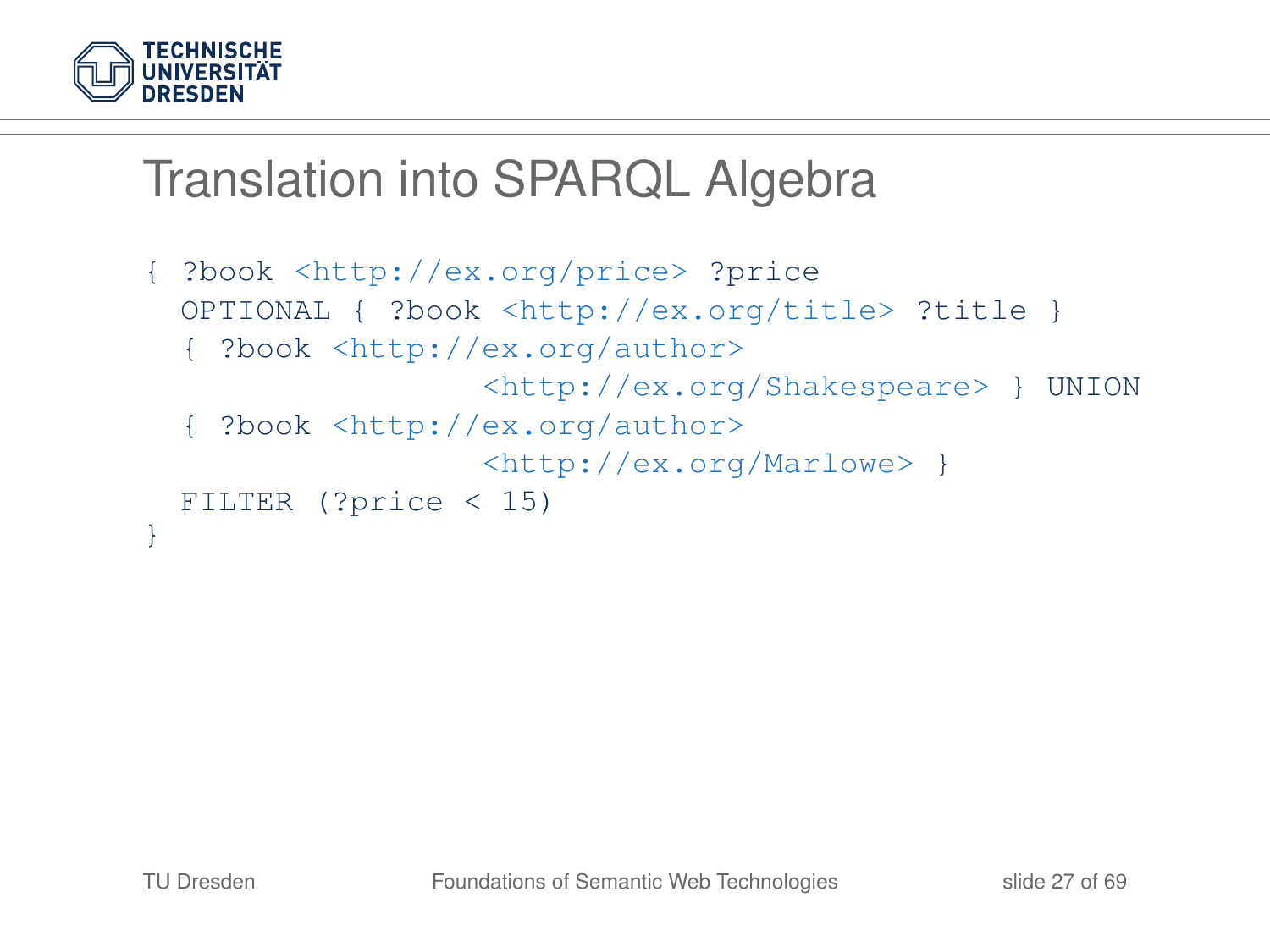# Translation into SPARQL Algebra

```
{ ?book <http://ex.org/price> ?price
  OPTIONAL { ?book <http://ex.org/title> ?title }
  { ?book <http://ex.org/author>
                  <http://ex.org/Shakespeare> } UNION
  { ?book <http://ex.org/author>
                  <http://ex.org/Marlowe> }
  FILTER (?price < 15)
}
```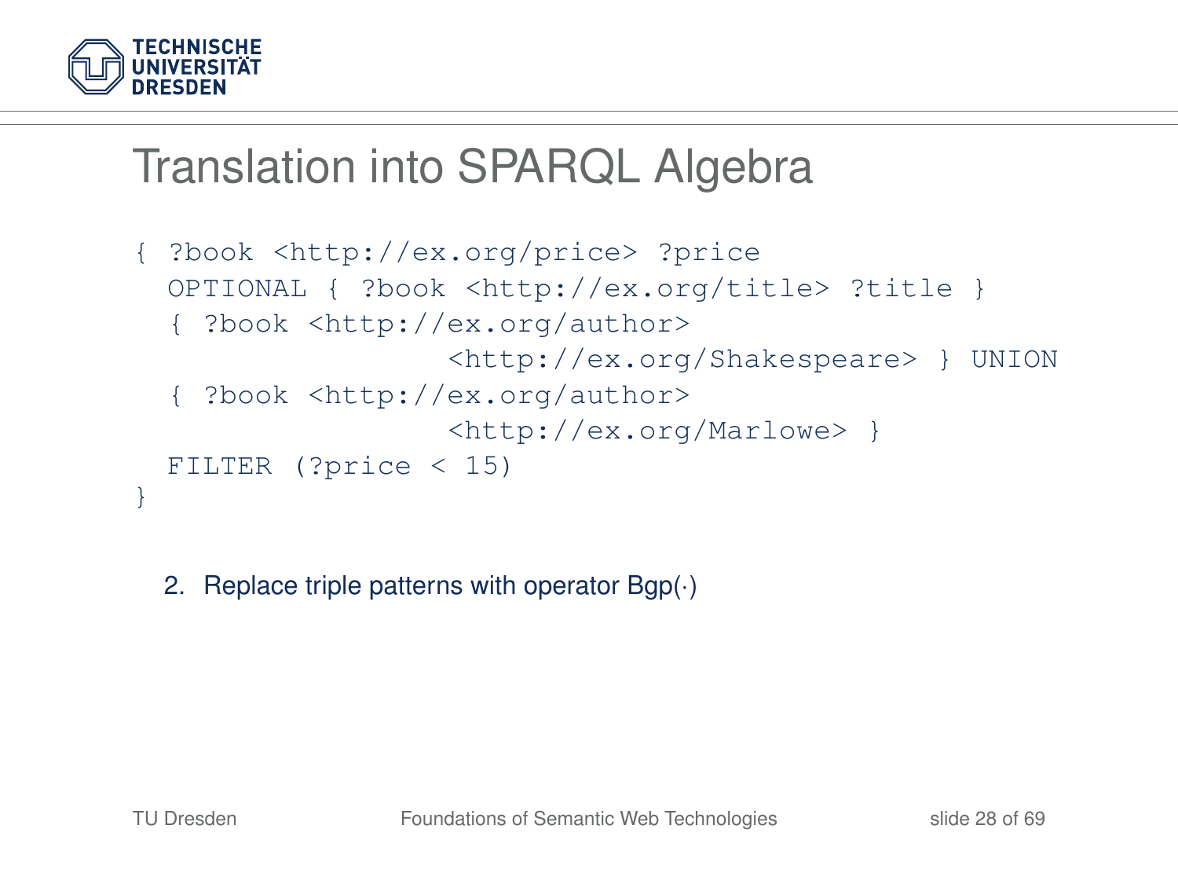# Translation into SPARQL Algebra

```
{ ?book <http://ex.org/price> ?price
  OPTIONAL { ?book <http://ex.org/title> ?title }
  { ?book <http://ex.org/author>
                <http://ex.org/Shakespeare> } UNION
  { ?book <http://ex.org/author>
                <http://ex.org/Marlowe> }
  FILTER (?price < 15)
}
```

2. Replace triple patterns with operator Bgp(·)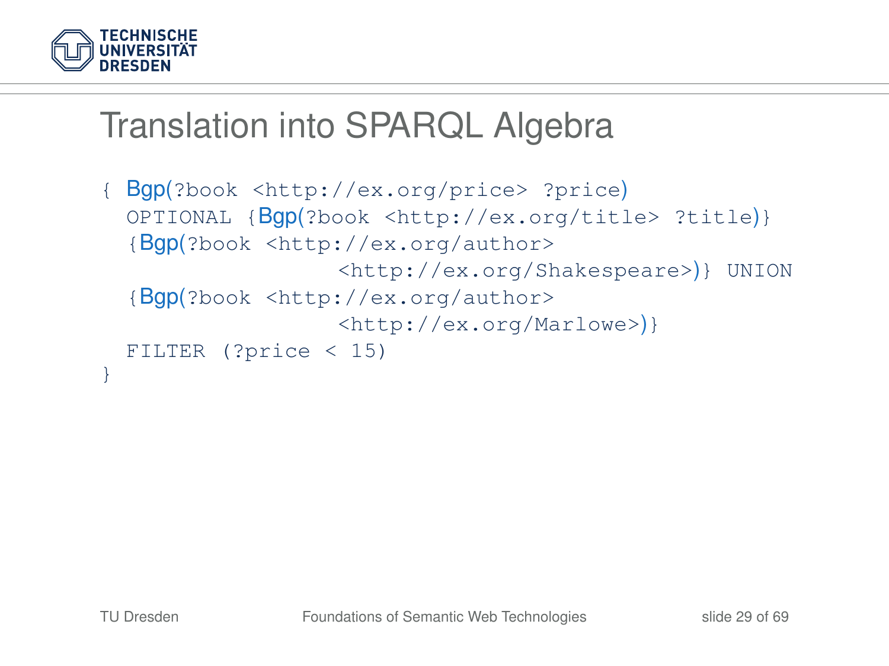# Translation into SPARQL Algebra

```
{ Bgp(?book <http://ex.org/price> ?price)
  OPTIONAL {Bgp(?book <http://ex.org/title> ?title)}
  {Bgp(?book <http://ex.org/author>
                <http://ex.org/Shakespeare>)} UNION
  {Bgp(?book <http://ex.org/author>
                <http://ex.org/Marlowe>)}
  FILTER (?price < 15)
}
```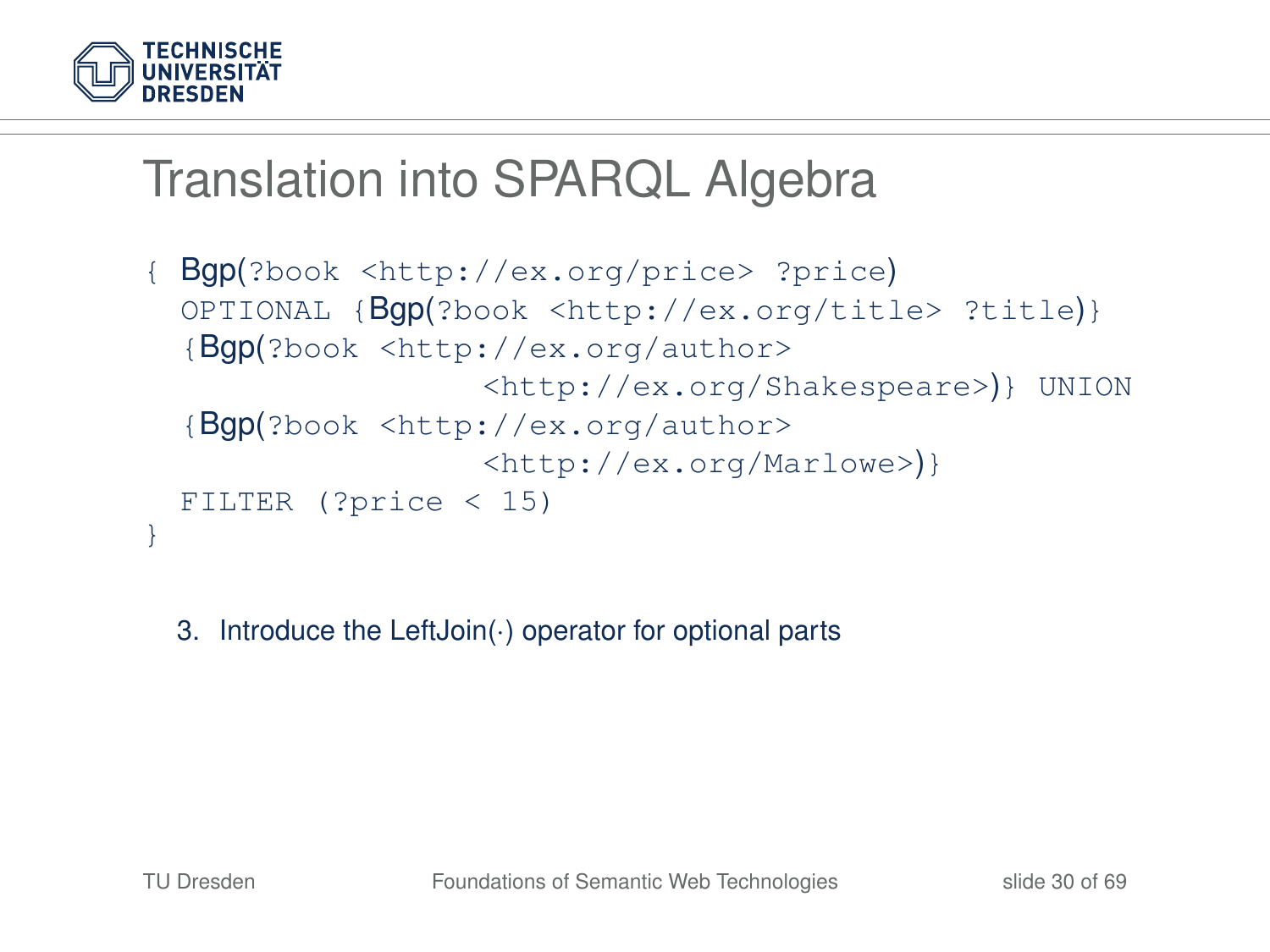# Translation into SPARQL Algebra

```
{ Bgp(?book <http://ex.org/price> ?price)
  OPTIONAL {Bgp(?book <http://ex.org/title> ?title)}
  {Bgp(?book <http://ex.org/author>
                 <http://ex.org/Shakespeare>)} UNION
  {Bgp(?book <http://ex.org/author>
                 <http://ex.org/Marlowe>)}
  FILTER (?price < 15)
}
```

3. Introduce the LeftJoin(·) operator for optional parts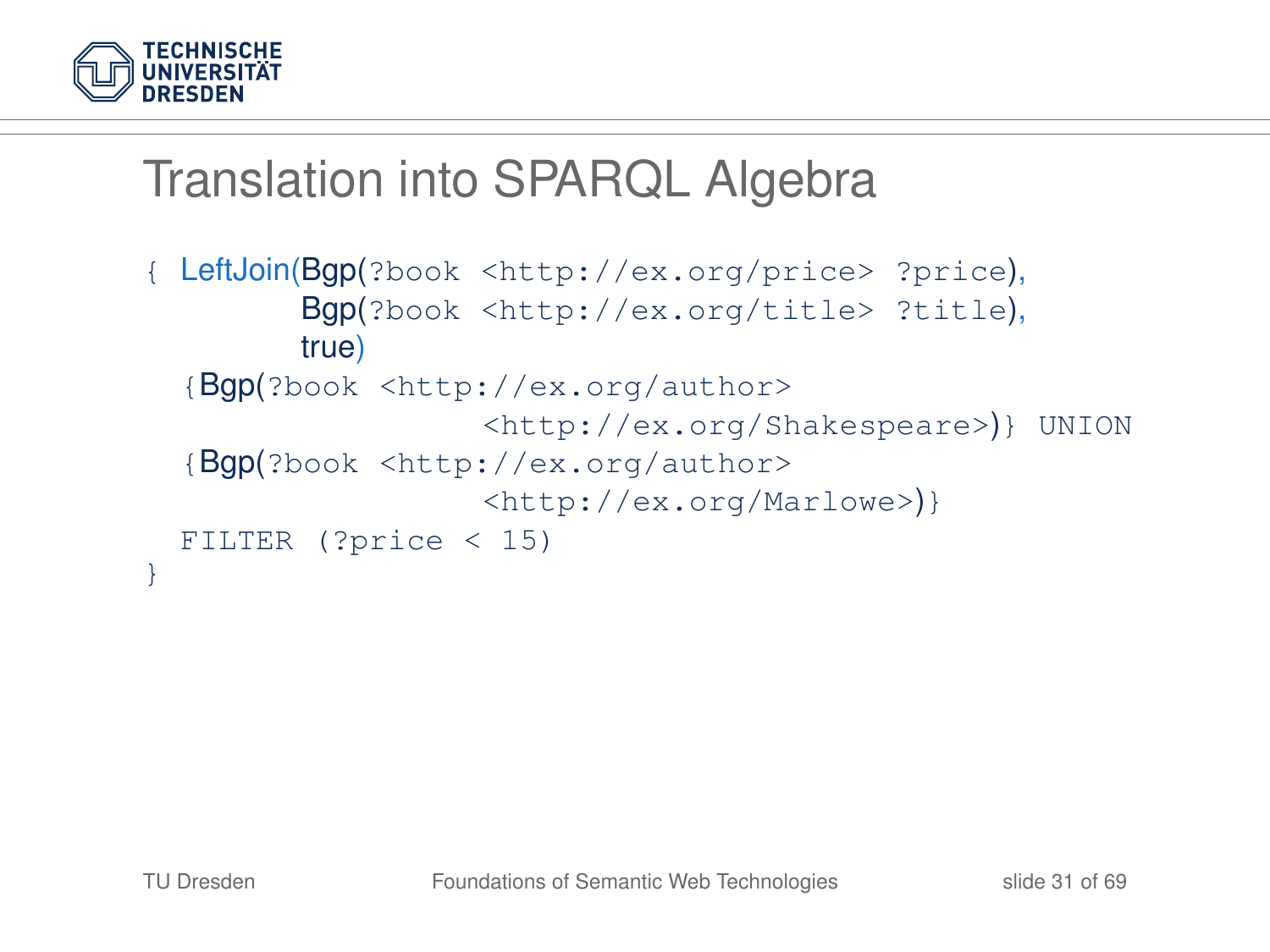# Translation into SPARQL Algebra

```
{ LeftJoin(Bgp(?book <http://ex.org/price> ?price),
           Bgp(?book <http://ex.org/title> ?title),
           true)
  {Bgp(?book <http://ex.org/author>
                   <http://ex.org/Shakespeare>)} UNION
  {Bgp(?book <http://ex.org/author>
                   <http://ex.org/Marlowe>)}
  FILTER (?price < 15)
}
```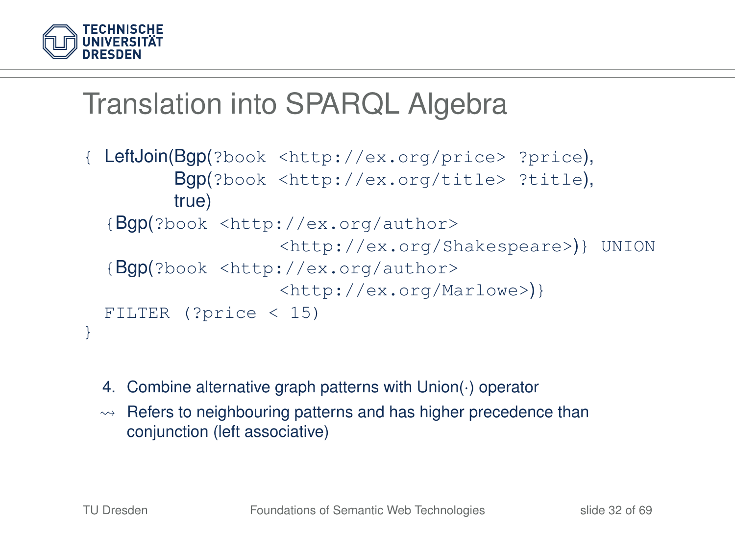# Translation into SPARQL Algebra

```
{ LeftJoin(Bgp(?book <http://ex.org/price> ?price),
          Bgp(?book <http://ex.org/title> ?title),
          true)
  {Bgp(?book <http://ex.org/author>
                   <http://ex.org/Shakespeare>)} UNION
  {Bgp(?book <http://ex.org/author>
                   <http://ex.org/Marlowe>)}
  FILTER (?price < 15)
}
```

4. Combine alternative graph patterns with Union(·) operator

⇝ Refers to neighbouring patterns and has higher precedence than conjunction (left associative)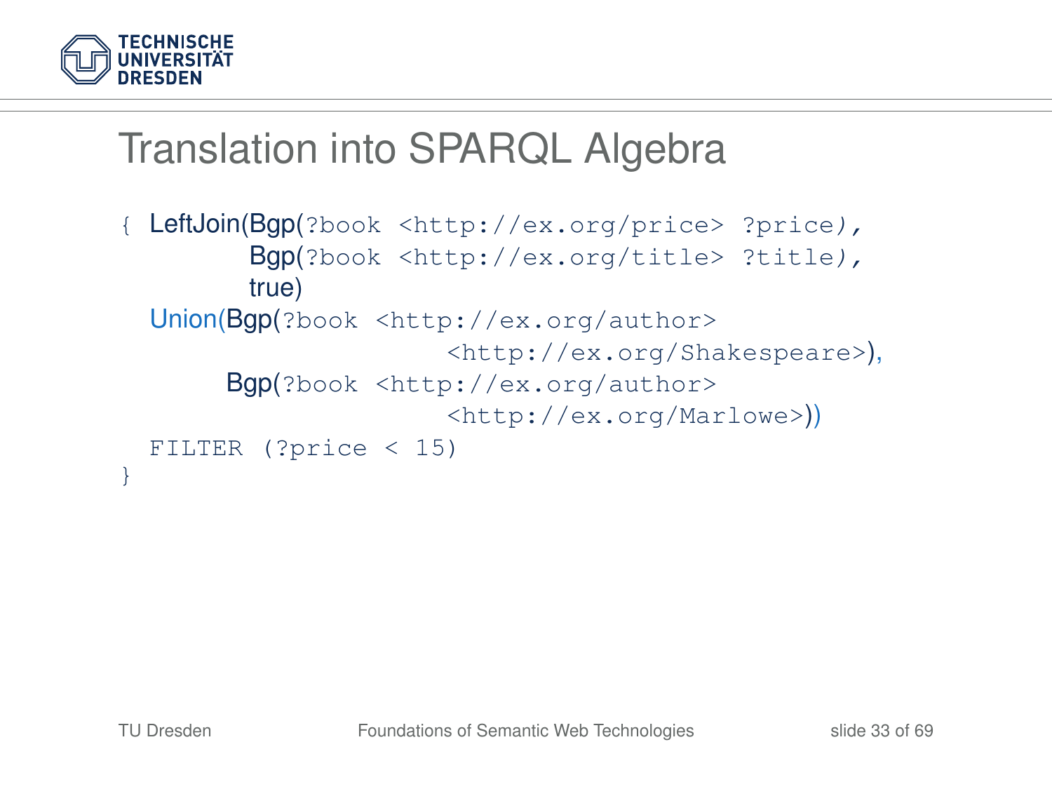# Translation into SPARQL Algebra

```
{ LeftJoin(Bgp(?book <http://ex.org/price> ?price),
          Bgp(?book <http://ex.org/title> ?title),
          true)
  Union(Bgp(?book <http://ex.org/author>
                      <http://ex.org/Shakespeare>),
        Bgp(?book <http://ex.org/author>
                      <http://ex.org/Marlowe>))
  FILTER (?price < 15)
}
```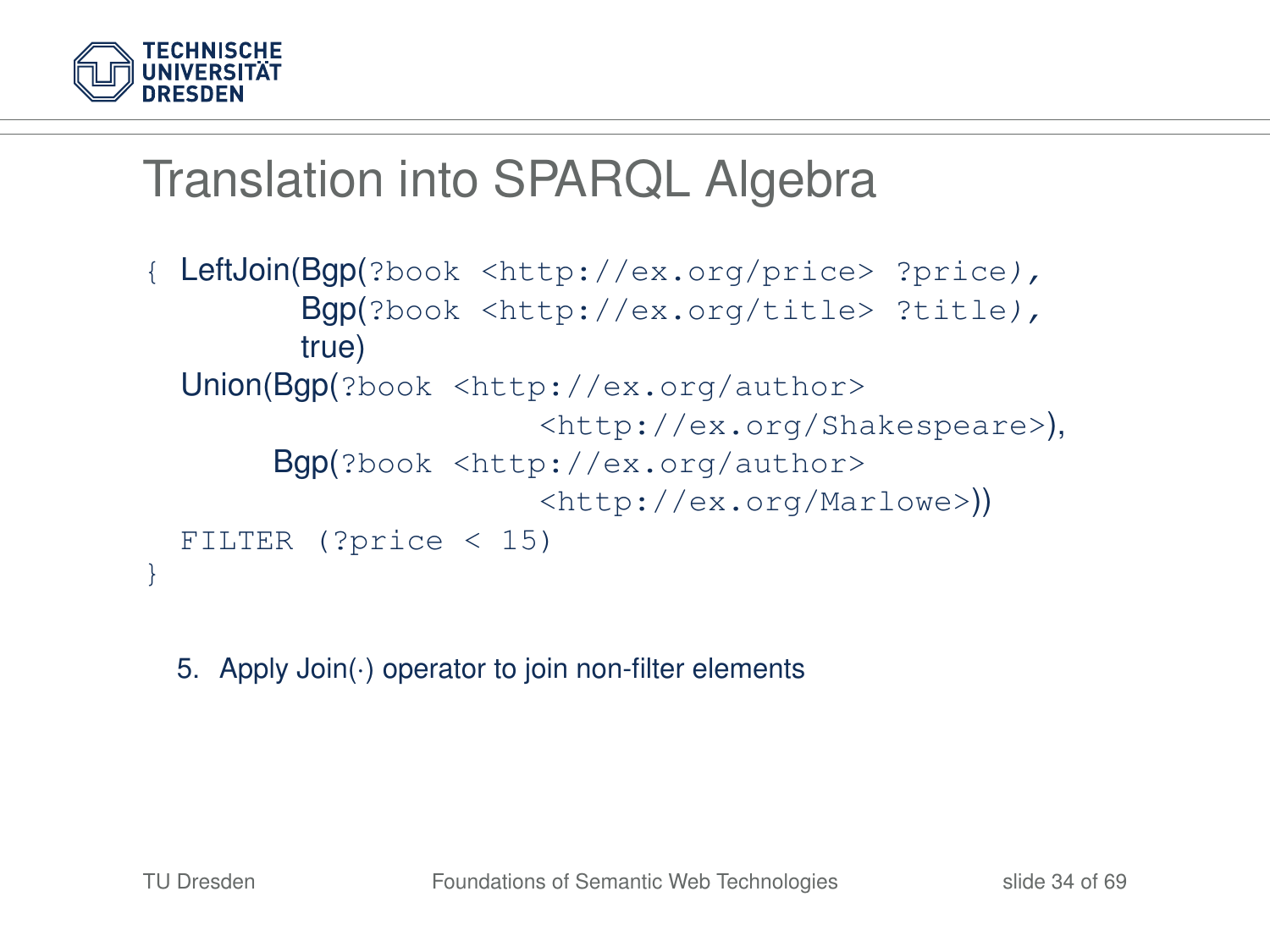# Translation into SPARQL Algebra

```
{ LeftJoin(Bgp(?book <http://ex.org/price> ?price),
          Bgp(?book <http://ex.org/title> ?title),
          true)
  Union(Bgp(?book <http://ex.org/author>
                      <http://ex.org/Shakespeare>),
        Bgp(?book <http://ex.org/author>
                      <http://ex.org/Marlowe>))
  FILTER (?price < 15)
}
```

5. Apply Join(·) operator to join non-filter elements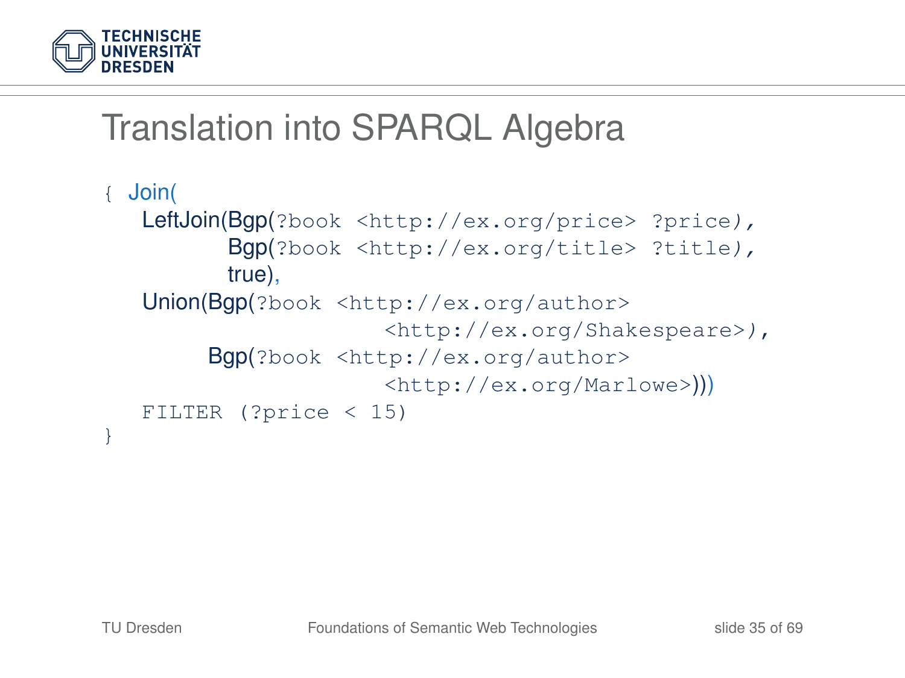# Translation into SPARQL Algebra

```
{ Join(
   LeftJoin(Bgp(?book <http://ex.org/price> ?price),
            Bgp(?book <http://ex.org/title> ?title),
            true),
   Union(Bgp(?book <http://ex.org/author>
                        <http://ex.org/Shakespeare>),
         Bgp(?book <http://ex.org/author>
                        <http://ex.org/Marlowe>)))
   FILTER (?price < 15)
}
```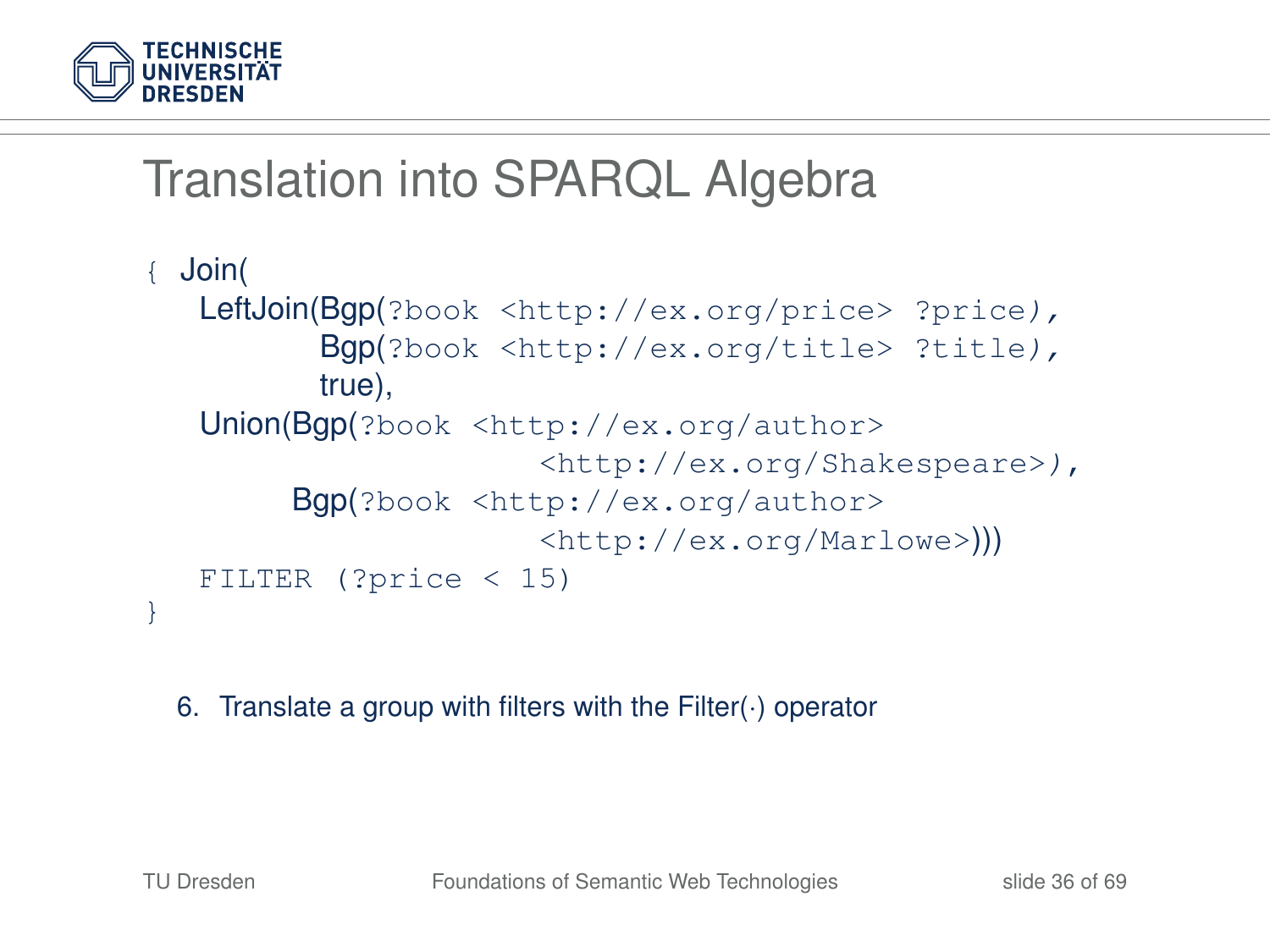# Translation into SPARQL Algebra

```
{ Join(
   LeftJoin(Bgp(?book <http://ex.org/price> ?price),
           Bgp(?book <http://ex.org/title> ?title),
           true),
   Union(Bgp(?book <http://ex.org/author>
                          <http://ex.org/Shakespeare>),
         Bgp(?book <http://ex.org/author>
                          <http://ex.org/Marlowe>)))
   FILTER (?price < 15)
}
```

6. Translate a group with filters with the Filter(·) operator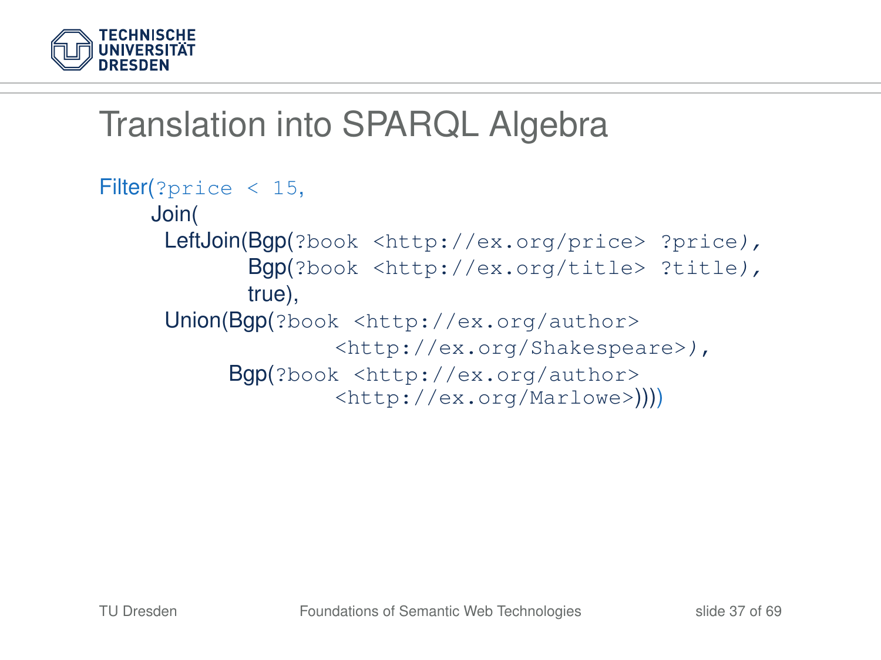# Translation into SPARQL Algebra

```
Filter(?price < 15,
    Join(
      LeftJoin(Bgp(?book <http://ex.org/price> ?price),
               Bgp(?book <http://ex.org/title> ?title),
               true),
      Union(Bgp(?book <http://ex.org/author>
                      <http://ex.org/Shakespeare>),
            Bgp(?book <http://ex.org/author>
                      <http://ex.org/Marlowe>))))
```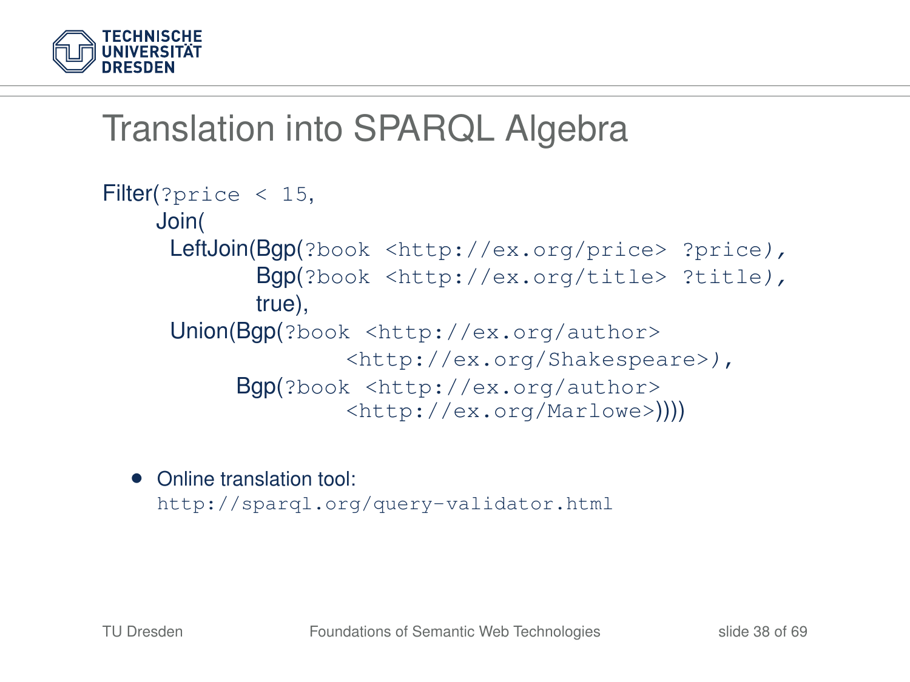# Translation into SPARQL Algebra

```
Filter(?price < 15,
    Join(
     LeftJoin(Bgp(?book <http://ex.org/price> ?price),
              Bgp(?book <http://ex.org/title> ?title),
              true),
     Union(Bgp(?book <http://ex.org/author>
                    <http://ex.org/Shakespeare>),
           Bgp(?book <http://ex.org/author>
                    <http://ex.org/Marlowe>))))
```

- Online translation tool:
  `http://sparql.org/query-validator.html`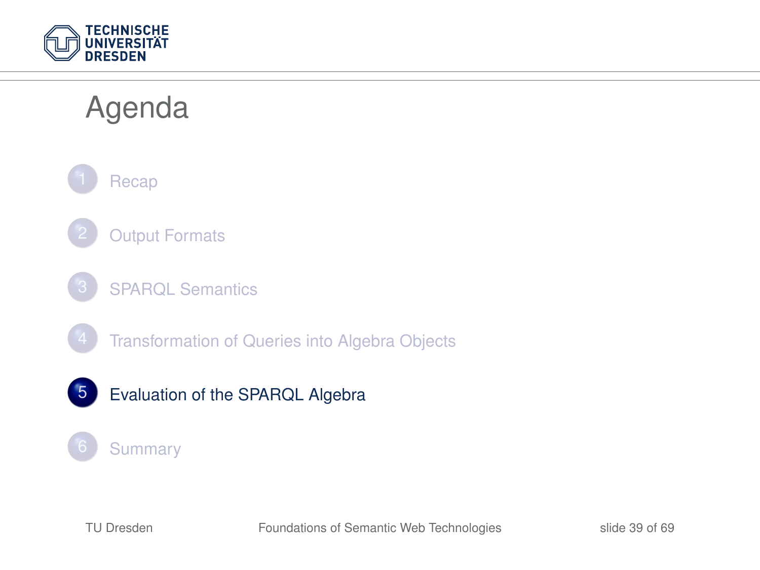# Agenda

1. Recap
2. Output Formats
3. SPARQL Semantics
4. Transformation of Queries into Algebra Objects
5. **Evaluation of the SPARQL Algebra**
6. Summary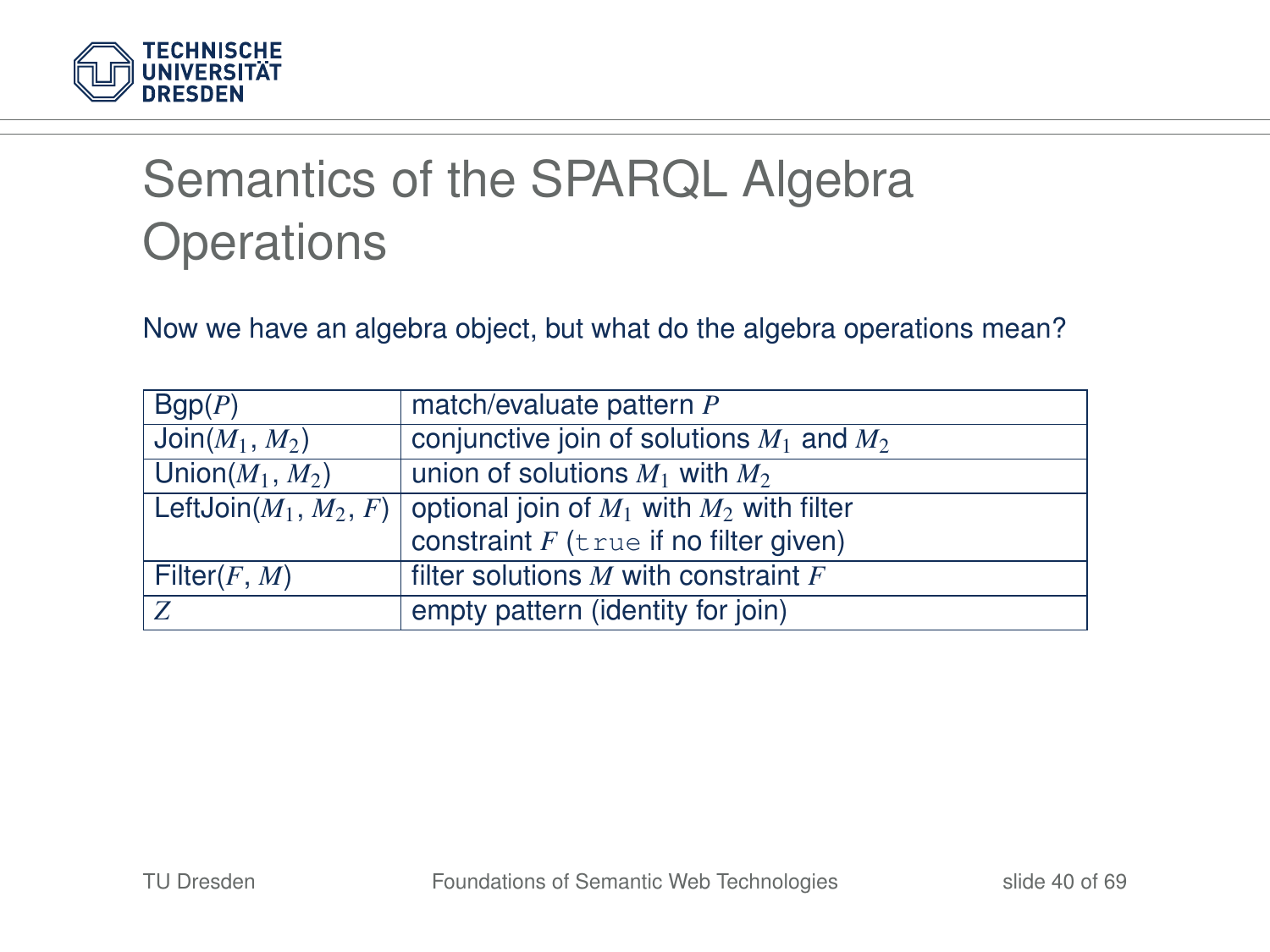# Semantics of the SPARQL Algebra Operations

Now we have an algebra object, but what do the algebra operations mean?

| | |
|---|---|
| Bgp($P$) | match/evaluate pattern $P$ |
| Join($M_1$, $M_2$) | conjunctive join of solutions $M_1$ and $M_2$ |
| Union($M_1$, $M_2$) | union of solutions $M_1$ with $M_2$ |
| LeftJoin($M_1$, $M_2$, $F$) | optional join of $M_1$ with $M_2$ with filter constraint $F$ (`true` if no filter given) |
| Filter($F$, $M$) | filter solutions $M$ with constraint $F$ |
| $Z$ | empty pattern (identity for join) |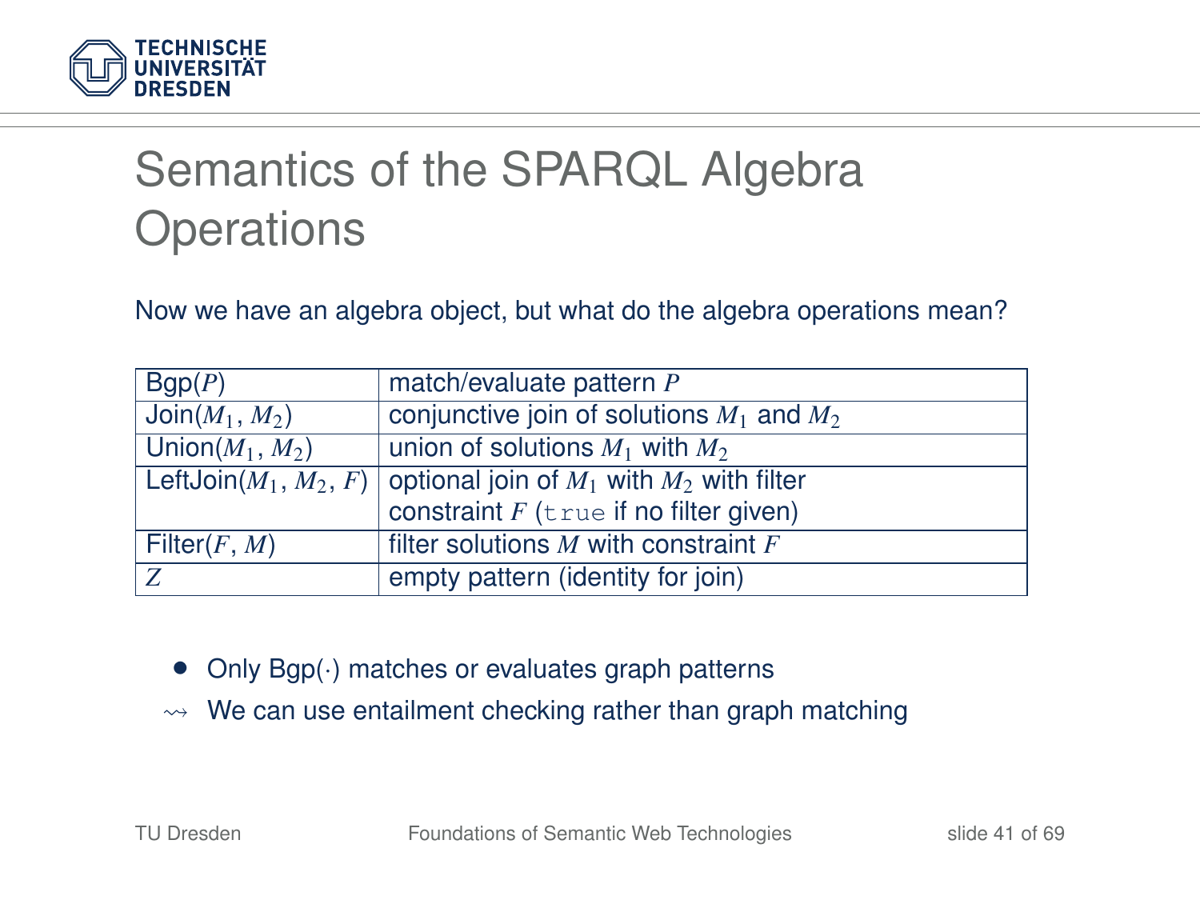# Semantics of the SPARQL Algebra Operations

Now we have an algebra object, but what do the algebra operations mean?

| | |
|---|---|
| Bgp($P$) | match/evaluate pattern $P$ |
| Join($M_1$, $M_2$) | conjunctive join of solutions $M_1$ and $M_2$ |
| Union($M_1$, $M_2$) | union of solutions $M_1$ with $M_2$ |
| LeftJoin($M_1$, $M_2$, $F$) | optional join of $M_1$ with $M_2$ with filter constraint $F$ (`true` if no filter given) |
| Filter($F$, $M$) | filter solutions $M$ with constraint $F$ |
| $Z$ | empty pattern (identity for join) |

- Only Bgp($\cdot$) matches or evaluates graph patterns

$\rightsquigarrow$ We can use entailment checking rather than graph matching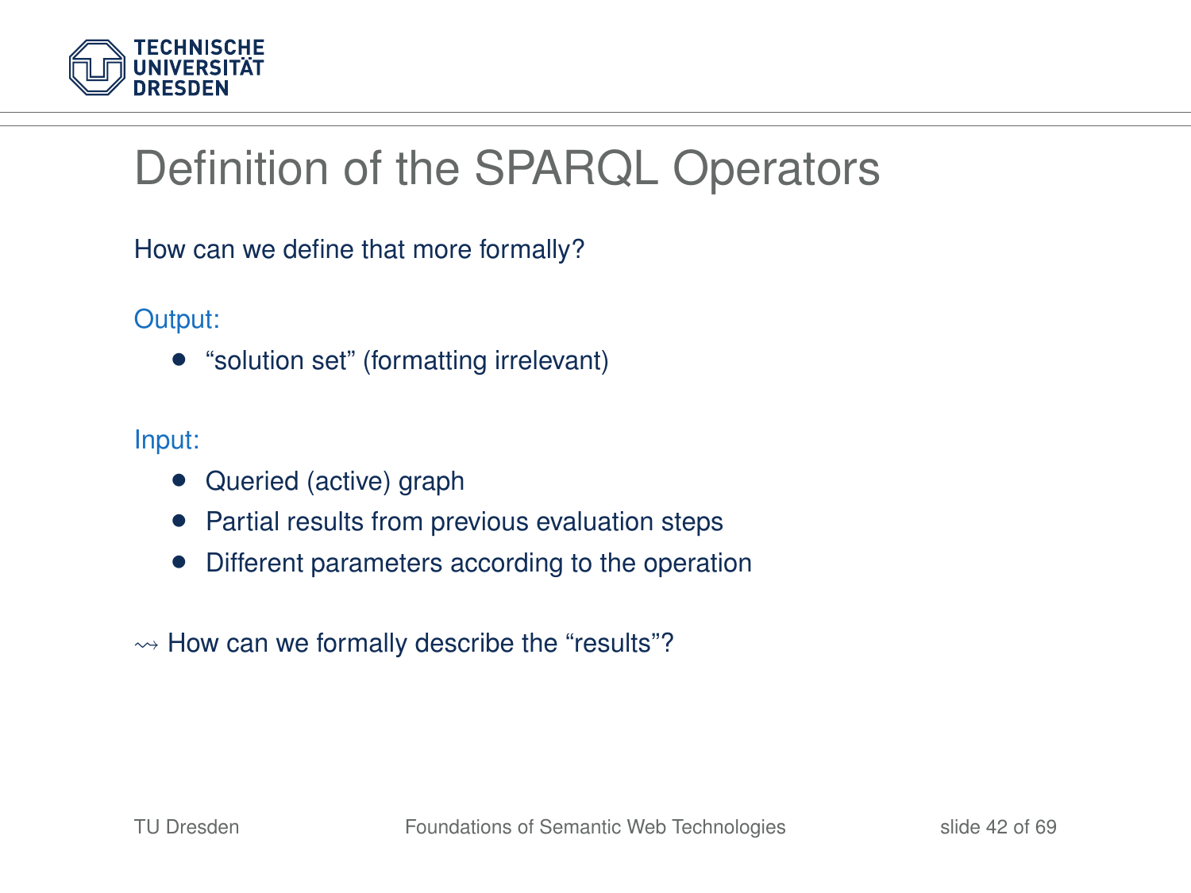# Definition of the SPARQL Operators

How can we define that more formally?

Output:

- “solution set” (formatting irrelevant)

Input:

- Queried (active) graph
- Partial results from previous evaluation steps
- Different parameters according to the operation

$\leadsto$ How can we formally describe the “results”?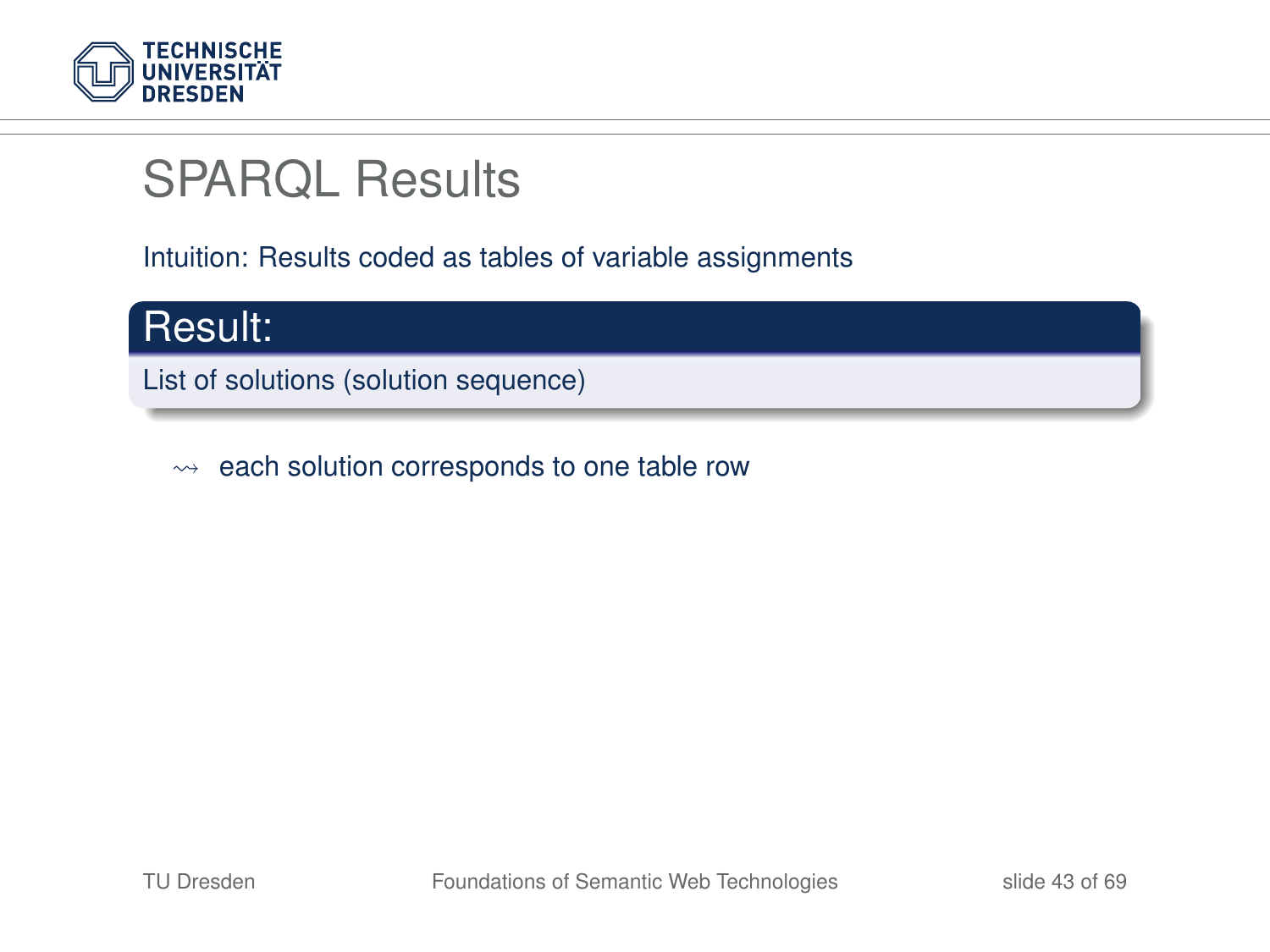# SPARQL Results

Intuition: Results coded as tables of variable assignments

**Result:**

List of solutions (solution sequence)

$\leadsto$ each solution corresponds to one table row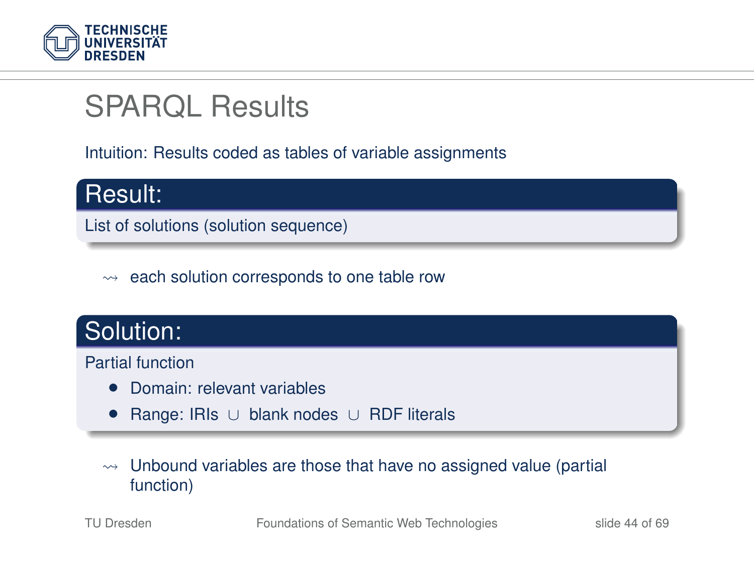# SPARQL Results

Intuition: Results coded as tables of variable assignments

**Result:**

List of solutions (solution sequence)

$\rightsquigarrow$ each solution corresponds to one table row

**Solution:**

Partial function

- Domain: relevant variables
- Range: IRIs $\cup$ blank nodes $\cup$ RDF literals

$\rightsquigarrow$ Unbound variables are those that have no assigned value (partial function)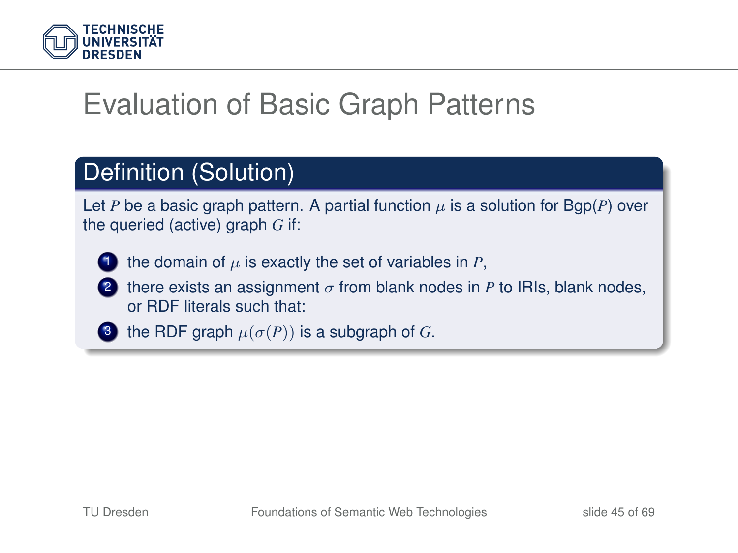# Evaluation of Basic Graph Patterns

## Definition (Solution)

Let $P$ be a basic graph pattern. A partial function $\mu$ is a solution for Bgp($P$) over the queried (active) graph $G$ if:

1. the domain of $\mu$ is exactly the set of variables in $P$,
2. there exists an assignment $\sigma$ from blank nodes in $P$ to IRIs, blank nodes, or RDF literals such that:
3. the RDF graph $\mu(\sigma(P))$ is a subgraph of $G$.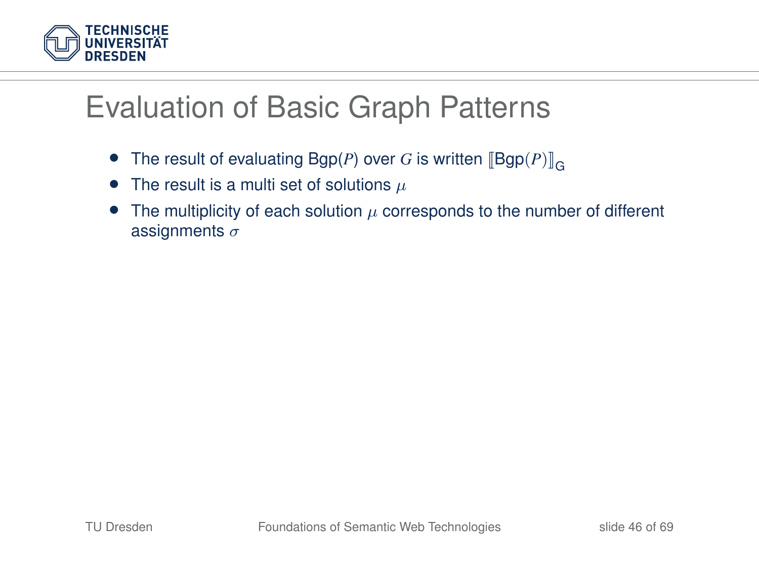# Evaluation of Basic Graph Patterns

- The result of evaluating Bgp($P$) over $G$ is written $[\![\text{Bgp}(P)]\!]_G$
- The result is a multi set of solutions $\mu$
- The multiplicity of each solution $\mu$ corresponds to the number of different assignments $\sigma$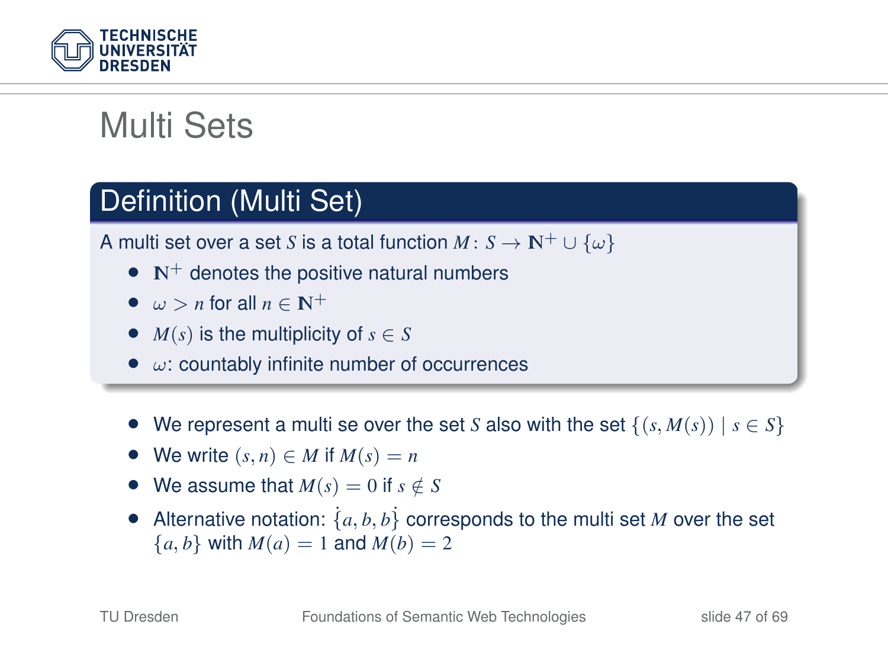# Multi Sets

## Definition (Multi Set)

A multi set over a set $S$ is a total function $M\colon S \to \mathbb{N}^+ \cup \{\omega\}$

- $\mathbb{N}^+$ denotes the positive natural numbers
- $\omega > n$ for all $n \in \mathbb{N}^+$
- $M(s)$ is the multiplicity of $s \in S$
- $\omega$: countably infinite number of occurrences

---

- We represent a multi se over the set $S$ also with the set $\{(s, M(s)) \mid s \in S\}$
- We write $(s, n) \in M$ if $M(s) = n$
- We assume that $M(s) = 0$ if $s \notin S$
- Alternative notation: $\dot{\{}a, b, b\dot{\}}$ corresponds to the multi set $M$ over the set $\{a, b\}$ with $M(a) = 1$ and $M(b) = 2$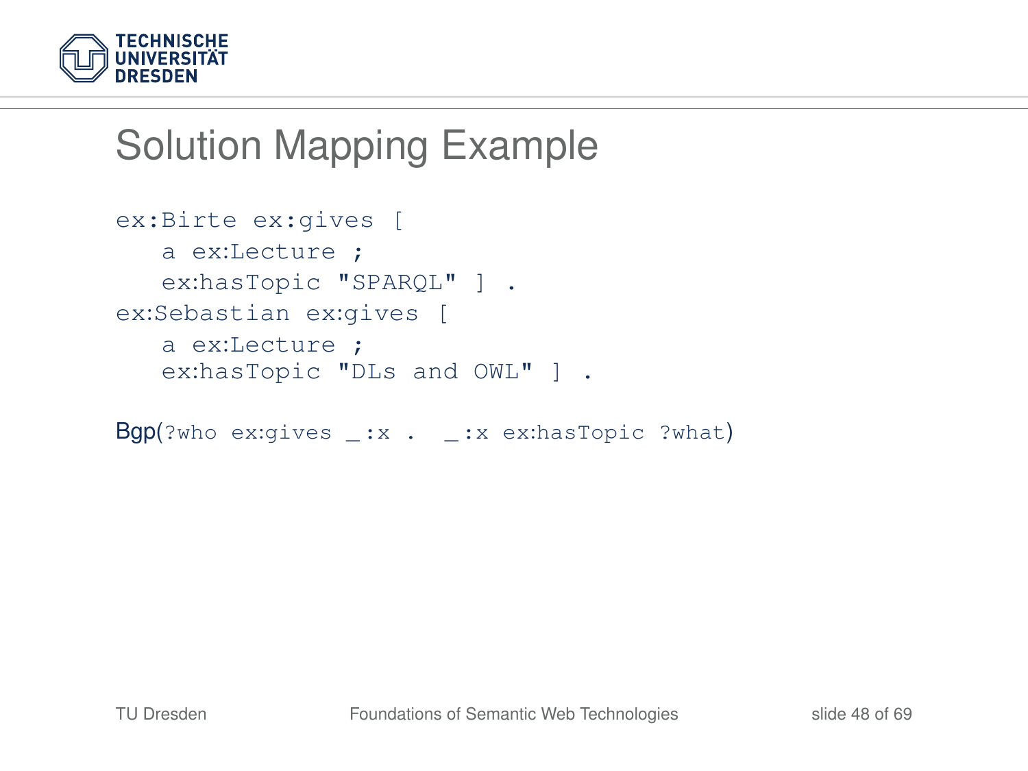# Solution Mapping Example

```
ex:Birte ex:gives [
   a ex:Lecture ;
   ex:hasTopic "SPARQL" ] .
ex:Sebastian ex:gives [
   a ex:Lecture ;
   ex:hasTopic "DLs and OWL" ] .
```

Bgp(`?who ex:gives _:x .  _:x ex:hasTopic ?what`)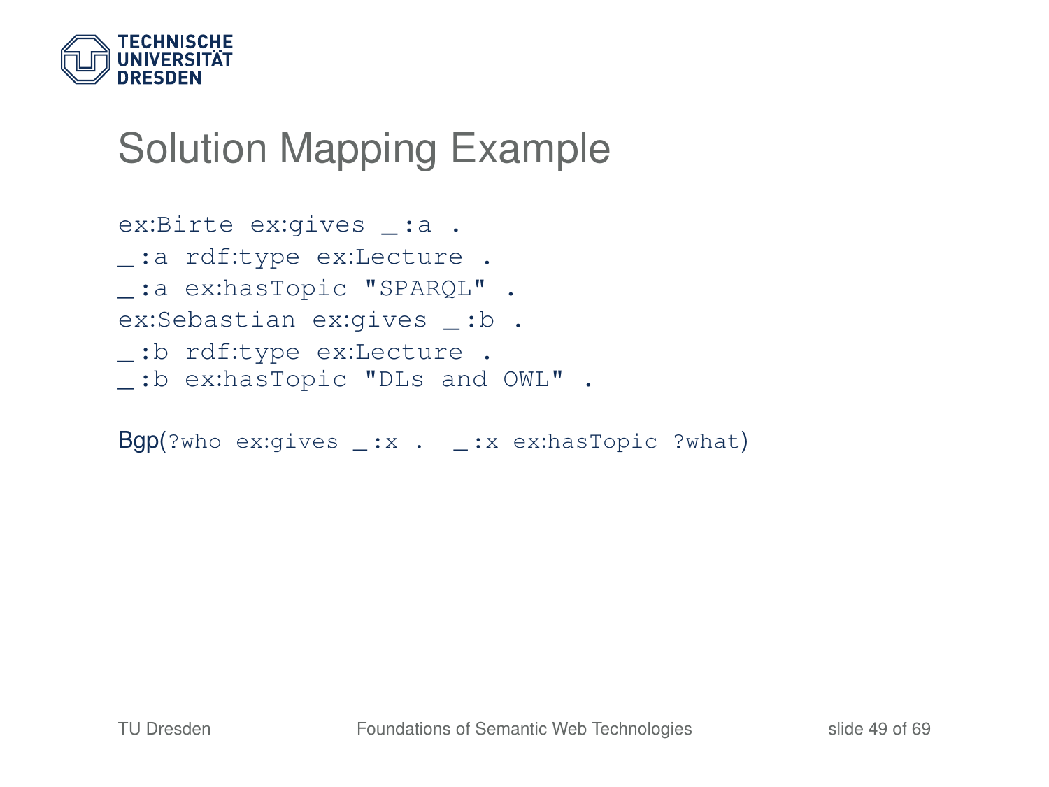# Solution Mapping Example

```
ex:Birte ex:gives _:a .
_:a rdf:type ex:Lecture .
_:a ex:hasTopic "SPARQL" .
ex:Sebastian ex:gives _:b .
_:b rdf:type ex:Lecture .
_:b ex:hasTopic "DLs and OWL" .
```

Bgp(`?who ex:gives _:x .  _:x ex:hasTopic ?what`)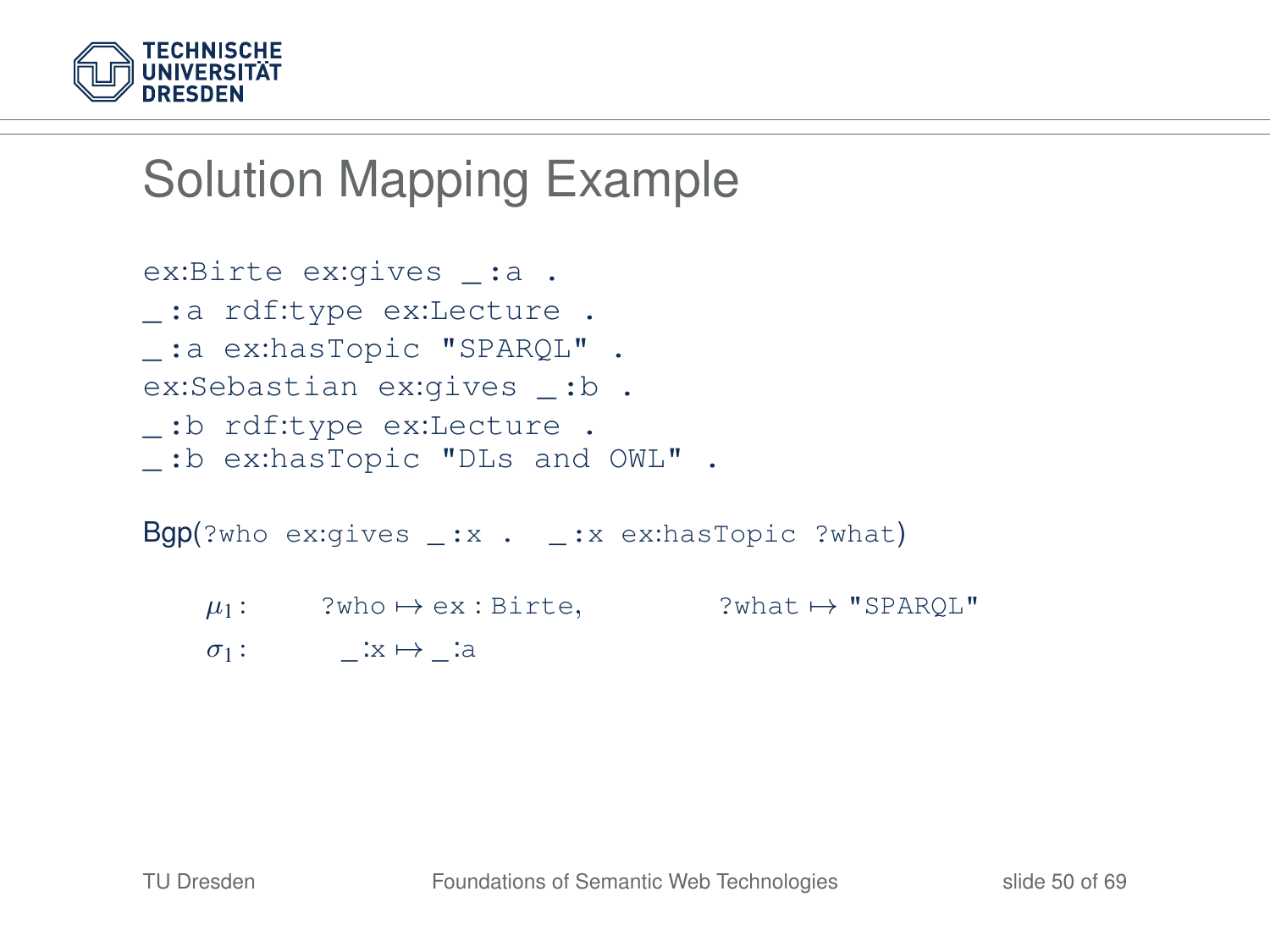# Solution Mapping Example

```
ex:Birte ex:gives _:a .
_:a rdf:type ex:Lecture .
_:a ex:hasTopic "SPARQL" .
ex:Sebastian ex:gives _:b .
_:b rdf:type ex:Lecture .
_:b ex:hasTopic "DLs and OWL" .
```

Bgp(`?who ex:gives _:x . _:x ex:hasTopic ?what`)

$\mu_1$: `?who` $\mapsto$ `ex:Birte`, `?what` $\mapsto$ `"SPARQL"`

$\sigma_1$: `_:x` $\mapsto$ `_:a`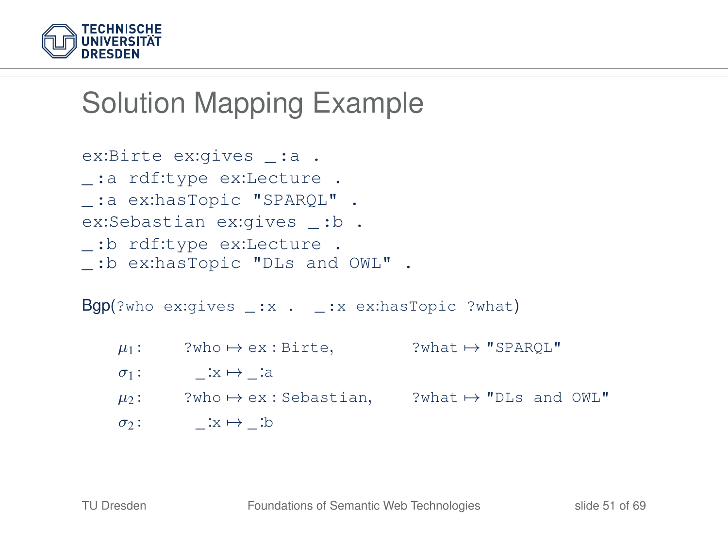# Solution Mapping Example

```
ex:Birte ex:gives _:a .
_:a rdf:type ex:Lecture .
_:a ex:hasTopic "SPARQL" .
ex:Sebastian ex:gives _:b .
_:b rdf:type ex:Lecture .
_:b ex:hasTopic "DLs and OWL" .
```

Bgp(`?who ex:gives _:x .  _:x ex:hasTopic ?what`)

$\mu_1$: `?who` ↦ `ex:Birte`, `?what` ↦ `"SPARQL"`

$\sigma_1$: `_:x` ↦ `_:a`

$\mu_2$: `?who` ↦ `ex:Sebastian`, `?what` ↦ `"DLs and OWL"`

$\sigma_2$: `_:x` ↦ `_:b`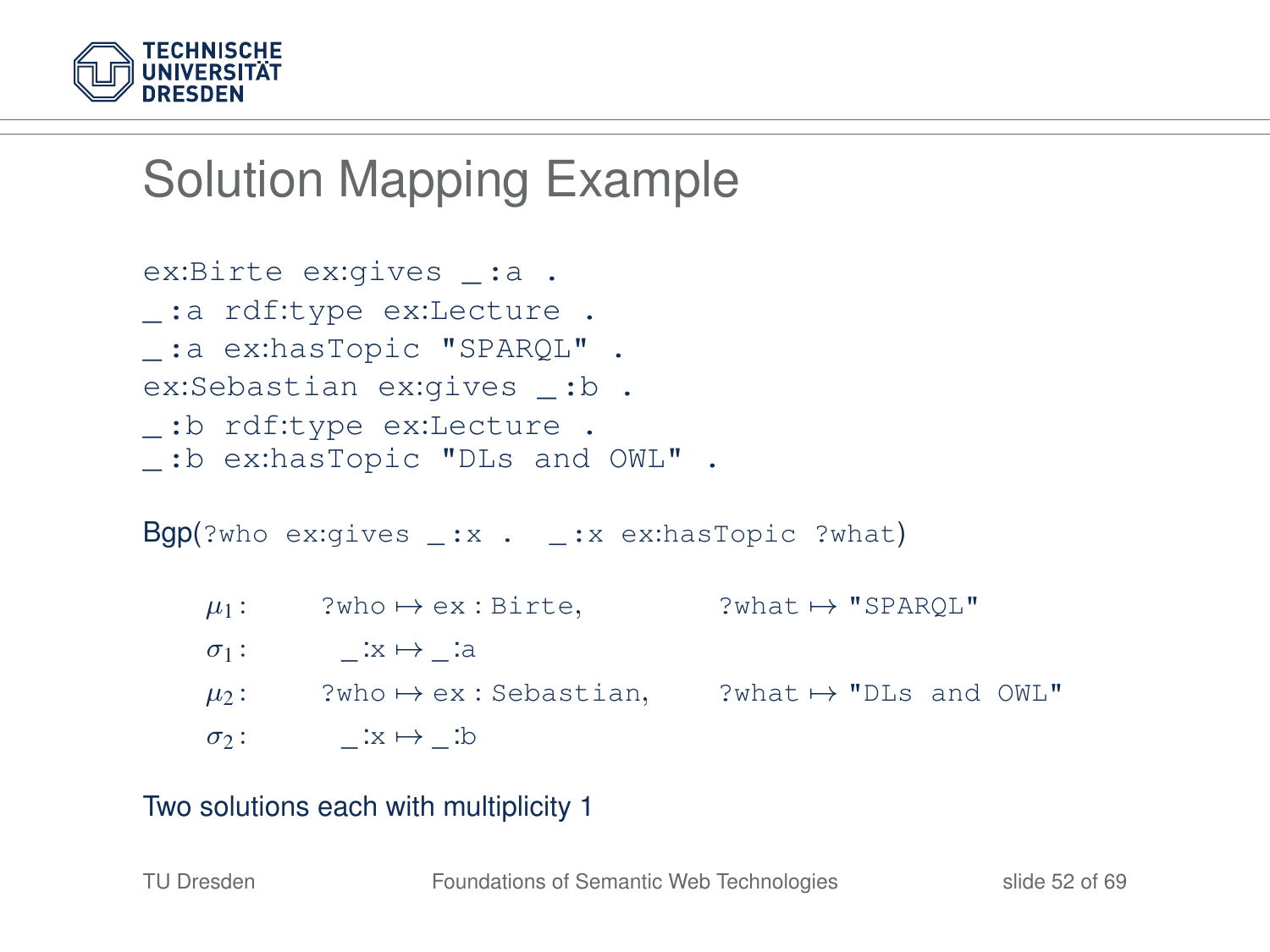# Solution Mapping Example

```
ex:Birte ex:gives _:a .
_:a rdf:type ex:Lecture .
_:a ex:hasTopic "SPARQL" .
ex:Sebastian ex:gives _:b .
_:b rdf:type ex:Lecture .
_:b ex:hasTopic "DLs and OWL" .
```

Bgp(`?who ex:gives _:x .  _:x ex:hasTopic ?what`)

$\mu_1$: `?who` $\mapsto$ `ex:Birte`, `?what` $\mapsto$ `"SPARQL"`

$\sigma_1$: `_:x` $\mapsto$ `_:a`

$\mu_2$: `?who` $\mapsto$ `ex:Sebastian`, `?what` $\mapsto$ `"DLs and OWL"`

$\sigma_2$: `_:x` $\mapsto$ `_:b`

Two solutions each with multiplicity 1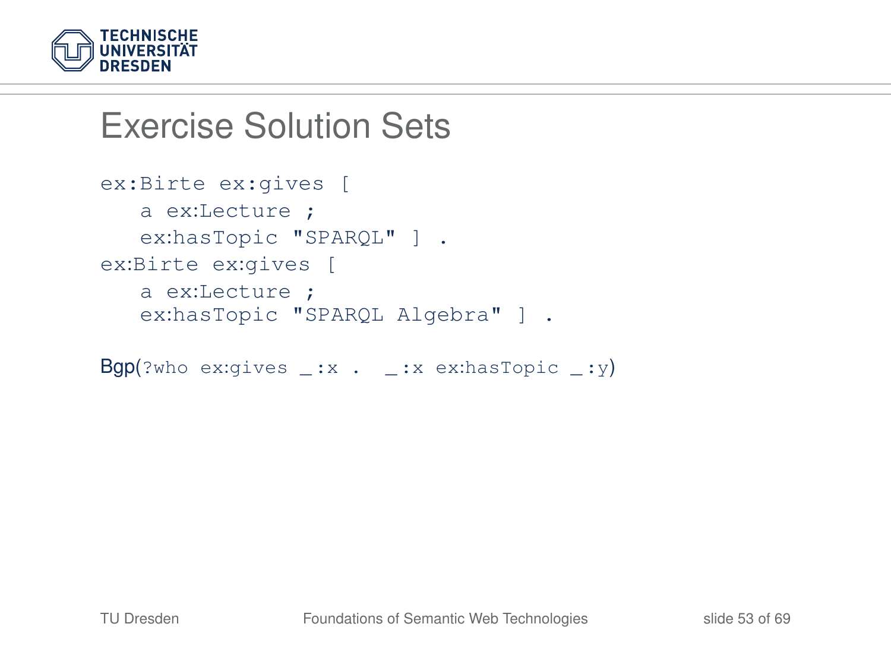# Exercise Solution Sets

```
ex:Birte ex:gives [
   a ex:Lecture ;
   ex:hasTopic "SPARQL" ] .
ex:Birte ex:gives [
   a ex:Lecture ;
   ex:hasTopic "SPARQL Algebra" ] .
```

Bgp(`?who ex:gives _:x .  _:x ex:hasTopic _:y`)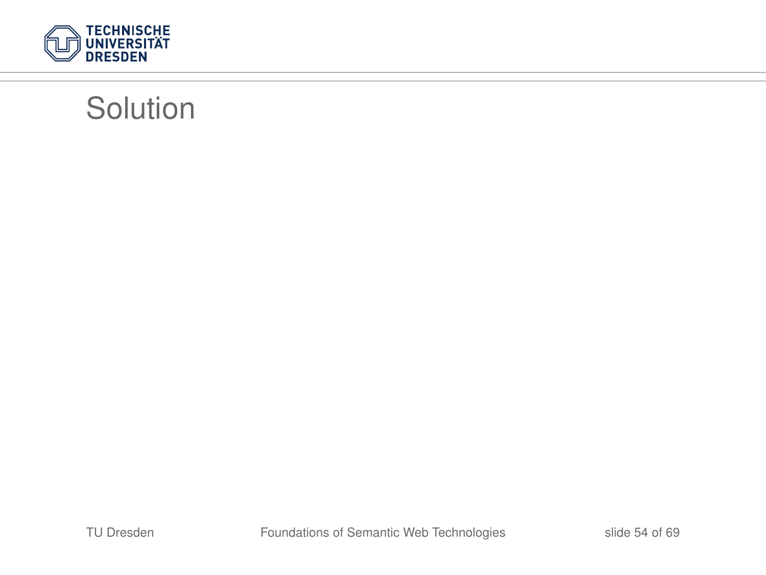# Solution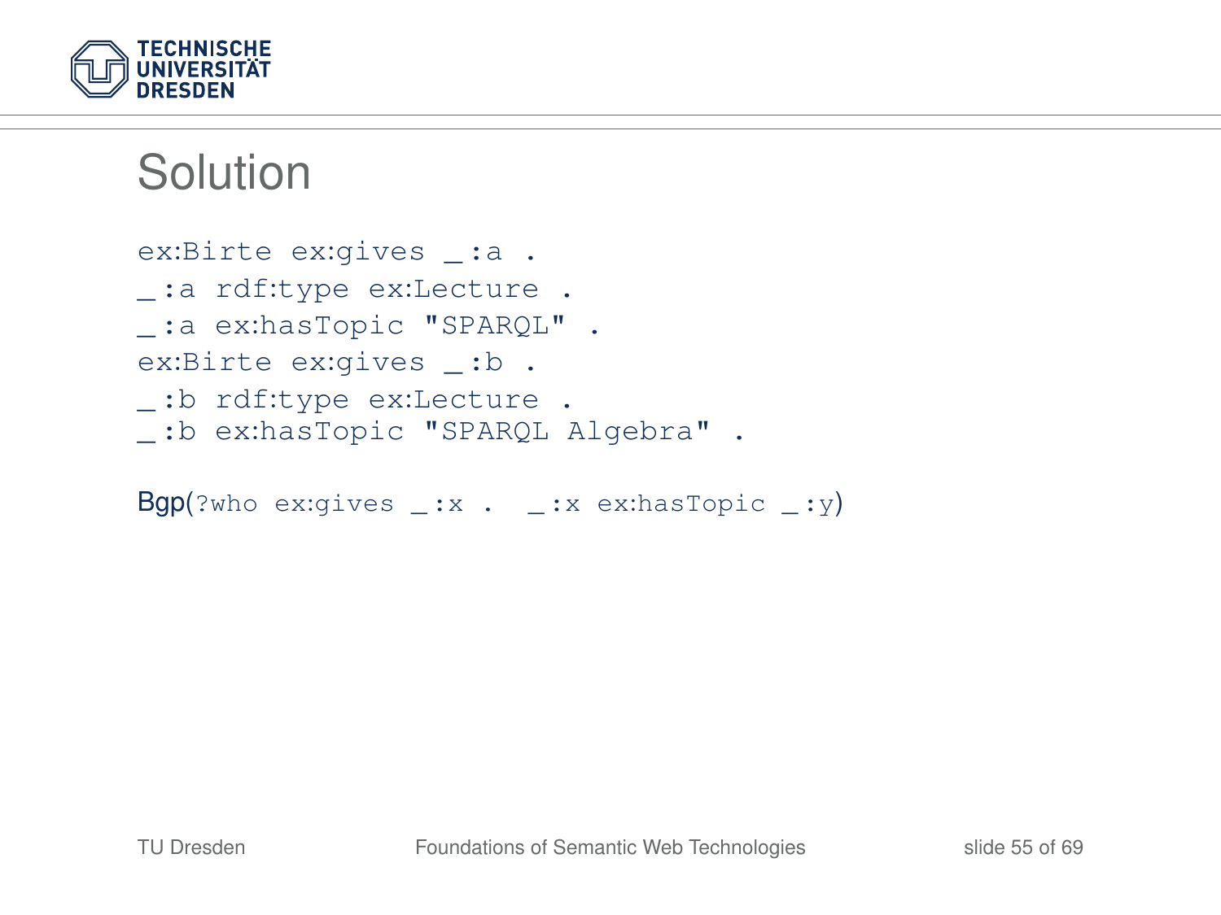# Solution

```
ex:Birte ex:gives _:a .
_:a rdf:type ex:Lecture .
_:a ex:hasTopic "SPARQL" .
ex:Birte ex:gives _:b .
_:b rdf:type ex:Lecture .
_:b ex:hasTopic "SPARQL Algebra" .
```

Bgp(`?who ex:gives _:x . _:x ex:hasTopic _:y`)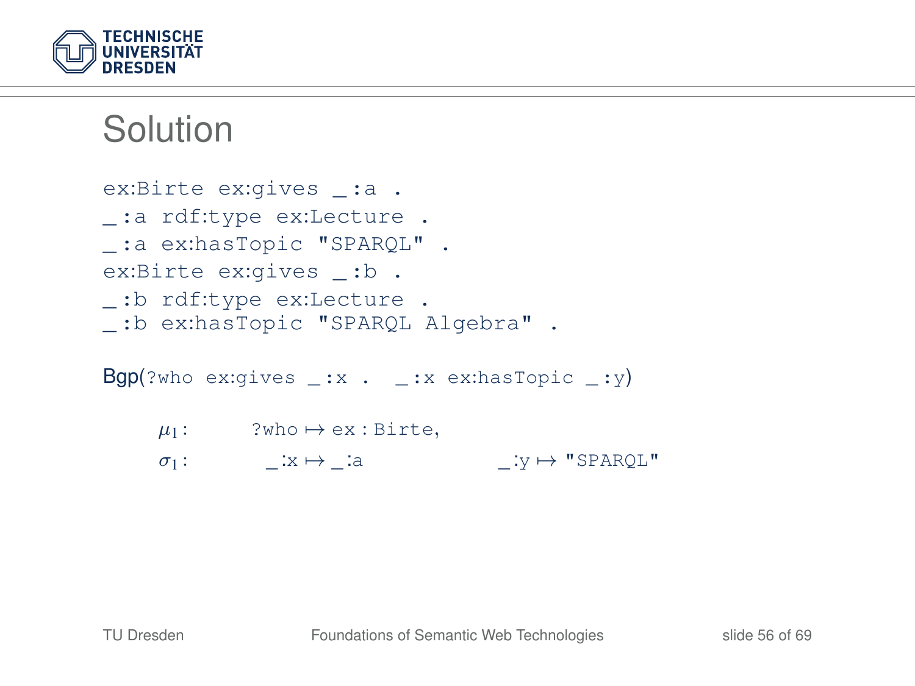# Solution

```
ex:Birte ex:gives _:a .
_:a rdf:type ex:Lecture .
_:a ex:hasTopic "SPARQL" .
ex:Birte ex:gives _:b .
_:b rdf:type ex:Lecture .
_:b ex:hasTopic "SPARQL Algebra" .
```

Bgp(`?who ex:gives _:x . _:x ex:hasTopic _:y`)

$\mu_1$: `?who` $\mapsto$ `ex:Birte`,

$\sigma_1$: `_:x` $\mapsto$ `_:a` `_:y` $\mapsto$ `"SPARQL"`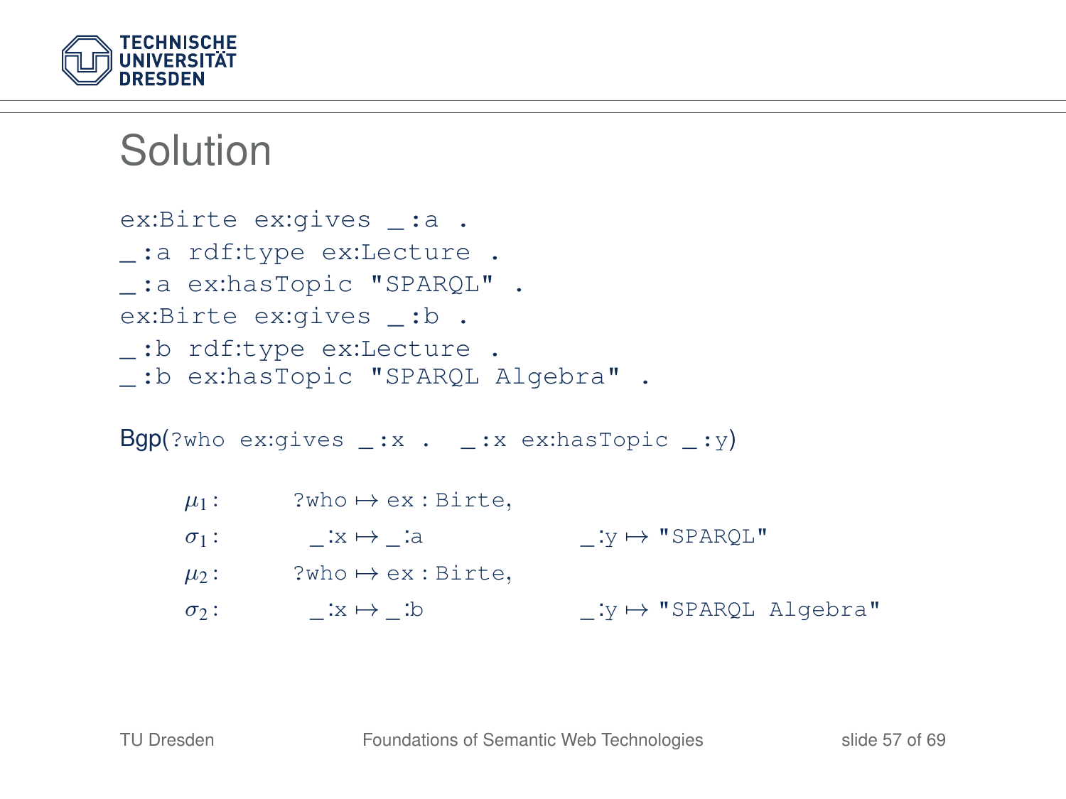# Solution

```
ex:Birte ex:gives _:a .
_:a rdf:type ex:Lecture .
_:a ex:hasTopic "SPARQL" .
ex:Birte ex:gives _:b .
_:b rdf:type ex:Lecture .
_:b ex:hasTopic "SPARQL Algebra" .
```

Bgp(`?who ex:gives _:x . _:x ex:hasTopic _:y`)

| | | |
|---|---|---|
| $\mu_1$: | `?who` $\mapsto$ `ex:Birte`, | |
| $\sigma_1$: | `_:x` $\mapsto$ `_:a` | `_:y` $\mapsto$ `"SPARQL"` |
| $\mu_2$: | `?who` $\mapsto$ `ex:Birte`, | |
| $\sigma_2$: | `_:x` $\mapsto$ `_:b` | `_:y` $\mapsto$ `"SPARQL Algebra"` |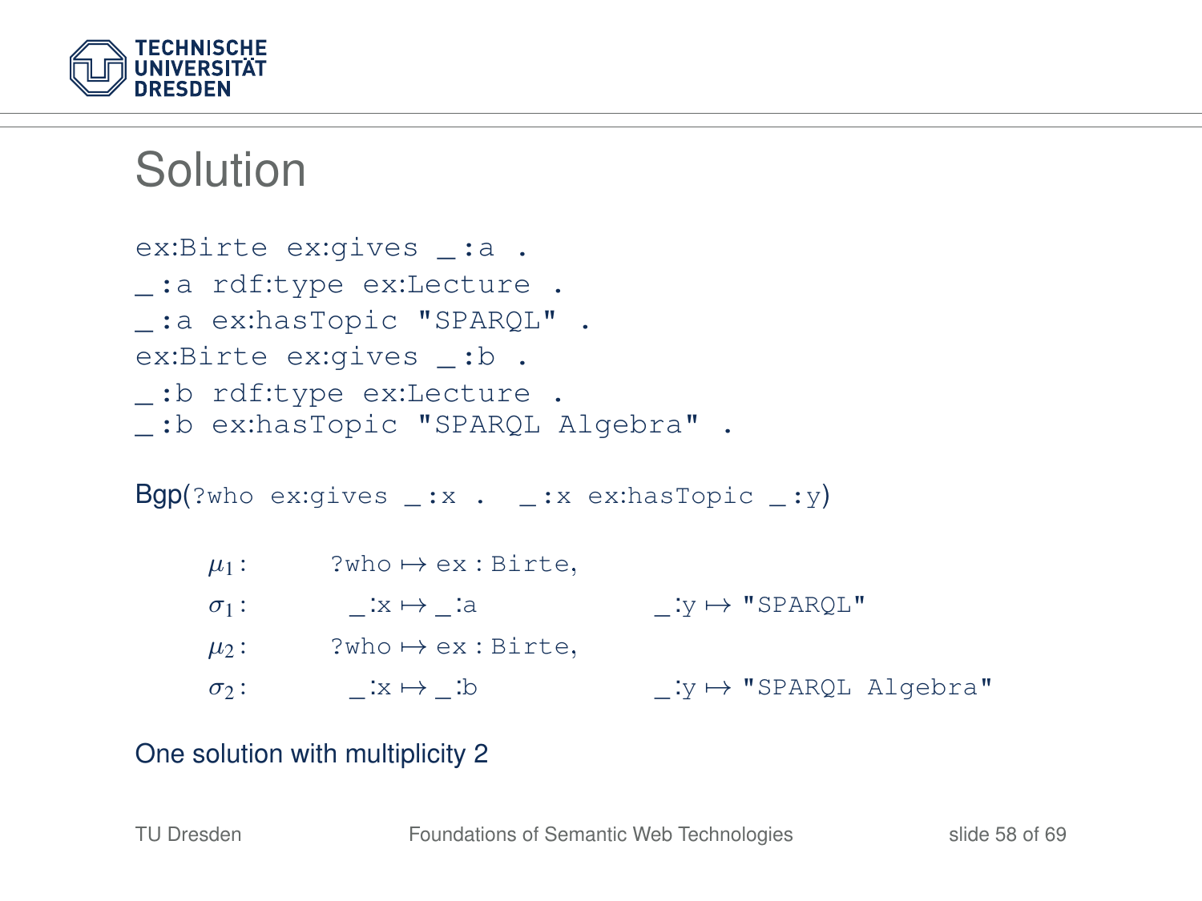# Solution

```
ex:Birte ex:gives _:a .
_:a rdf:type ex:Lecture .
_:a ex:hasTopic "SPARQL" .
ex:Birte ex:gives _:b .
_:b rdf:type ex:Lecture .
_:b ex:hasTopic "SPARQL Algebra" .
```

Bgp(`?who ex:gives _:x . _:x ex:hasTopic _:y`)

| | | |
|---|---|---|
| $\mu_1$: | `?who` $\mapsto$ `ex:Birte`, | |
| $\sigma_1$: | `_:x` $\mapsto$ `_:a` | `_:y` $\mapsto$ `"SPARQL"` |
| $\mu_2$: | `?who` $\mapsto$ `ex:Birte`, | |
| $\sigma_2$: | `_:x` $\mapsto$ `_:b` | `_:y` $\mapsto$ `"SPARQL Algebra"` |

One solution with multiplicity 2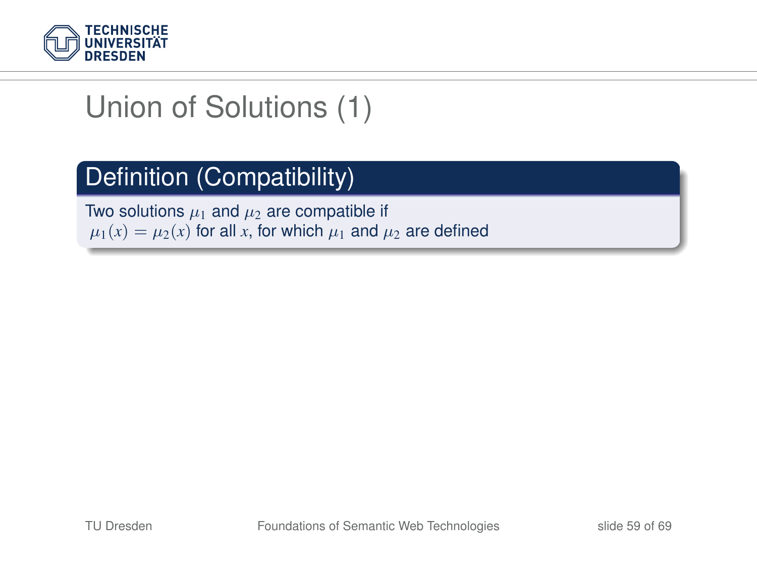# Union of Solutions (1)

**Definition (Compatibility)**

Two solutions $\mu_1$ and $\mu_2$ are compatible if
$\mu_1(x) = \mu_2(x)$ for all $x$, for which $\mu_1$ and $\mu_2$ are defined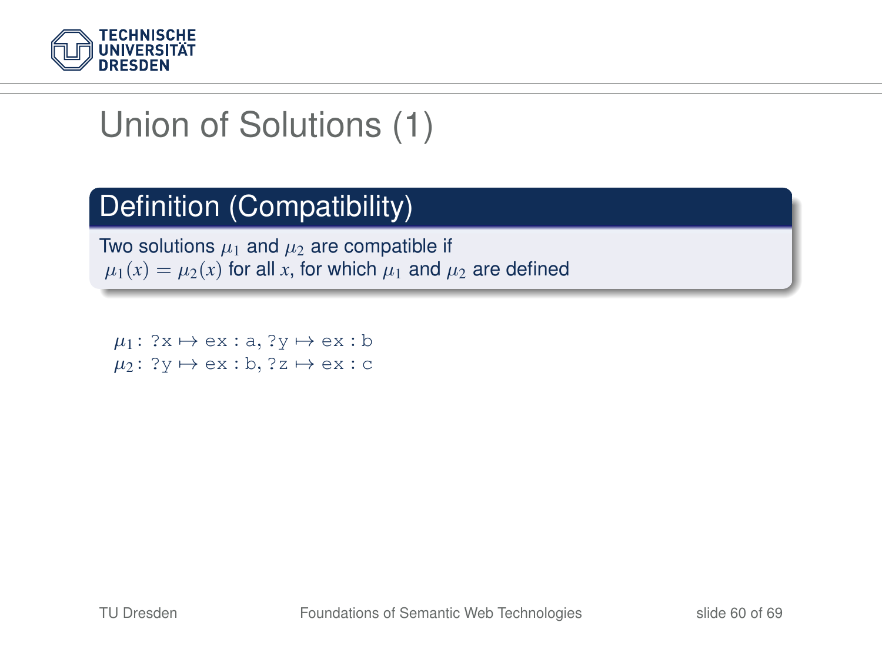# Union of Solutions (1)

## Definition (Compatibility)

Two solutions $\mu_1$ and $\mu_2$ are compatible if $\mu_1(x) = \mu_2(x)$ for all $x$, for which $\mu_1$ and $\mu_2$ are defined

$\mu_1$: `?x` $\mapsto$ `ex:a`, `?y` $\mapsto$ `ex:b`
$\mu_2$: `?y` $\mapsto$ `ex:b`, `?z` $\mapsto$ `ex:c`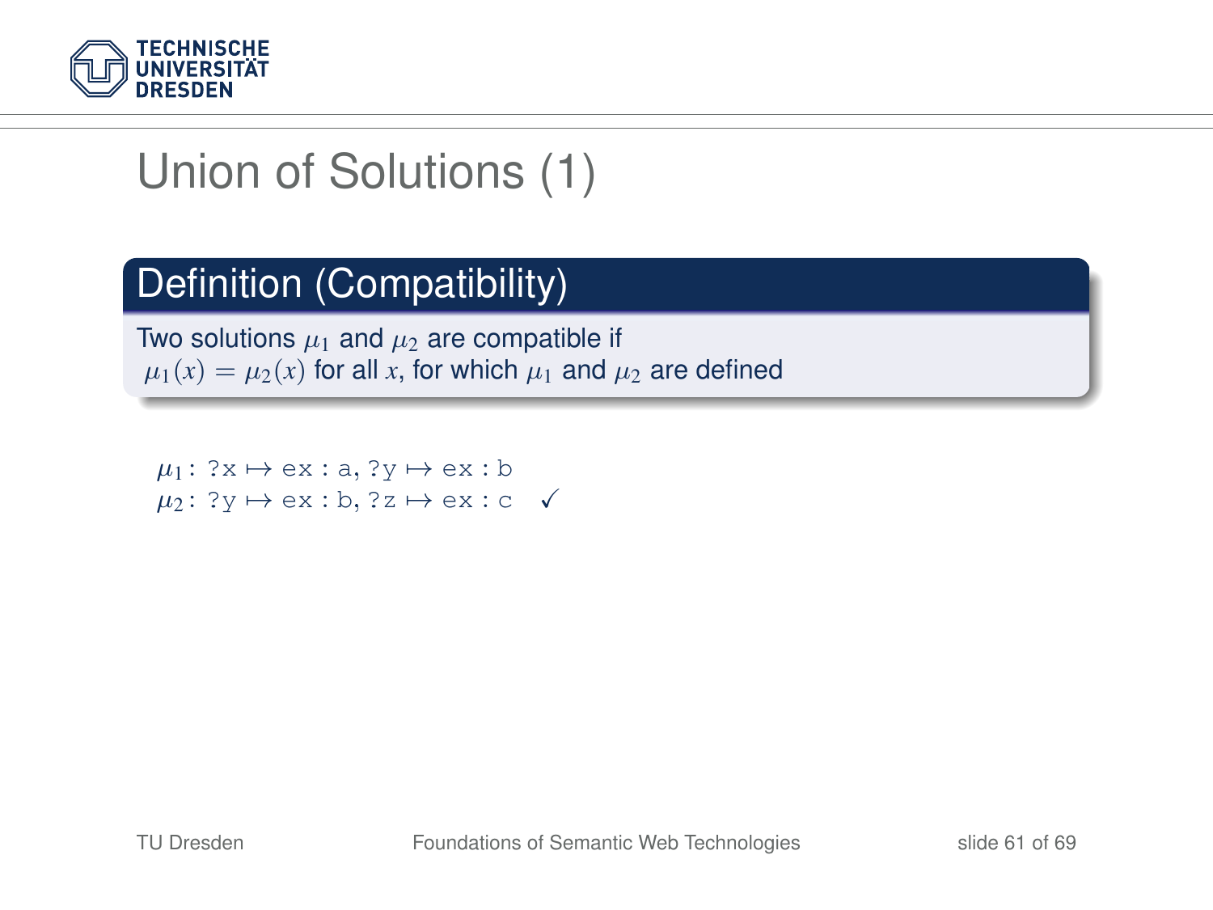# Union of Solutions (1)

## Definition (Compatibility)

Two solutions $\mu_1$ and $\mu_2$ are compatible if $\mu_1(x) = \mu_2(x)$ for all $x$, for which $\mu_1$ and $\mu_2$ are defined

$\mu_1$: ?x $\mapsto$ ex : a, ?y $\mapsto$ ex : b
$\mu_2$: ?y $\mapsto$ ex : b, ?z $\mapsto$ ex : c ✓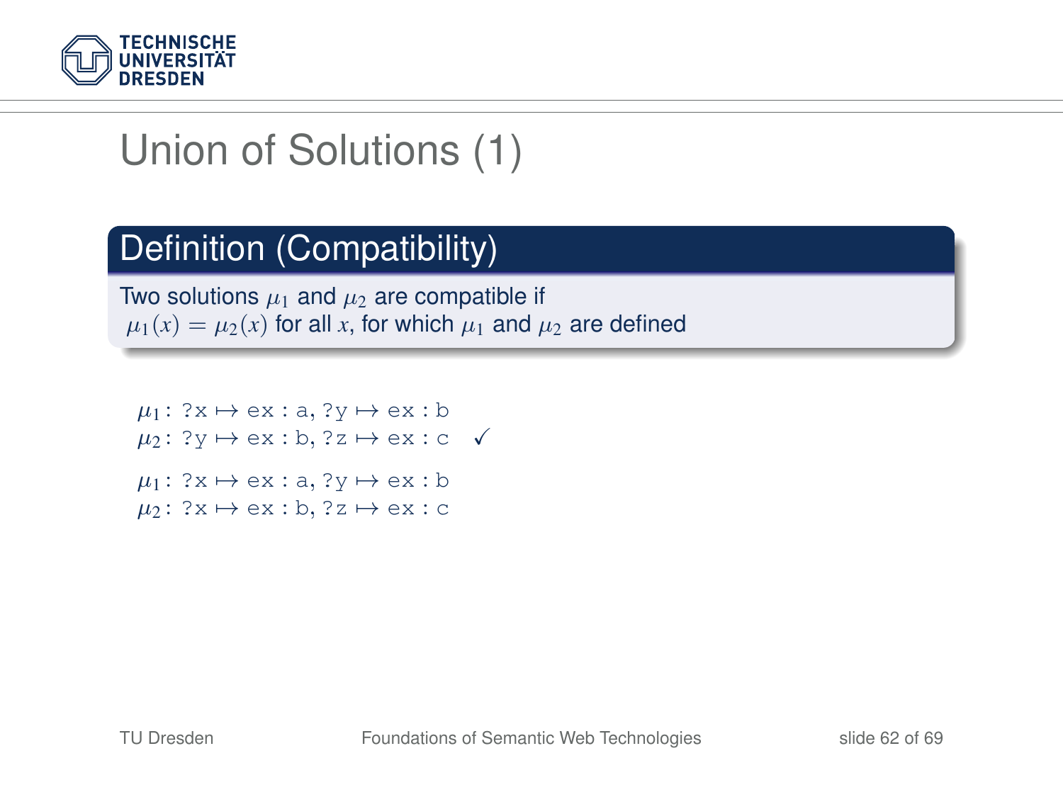# Union of Solutions (1)

## Definition (Compatibility)

Two solutions $\mu_1$ and $\mu_2$ are compatible if $\mu_1(x) = \mu_2(x)$ for all $x$, for which $\mu_1$ and $\mu_2$ are defined

$\mu_1$: ?x $\mapsto$ ex:a, ?y $\mapsto$ ex:b
$\mu_2$: ?y $\mapsto$ ex:b, ?z $\mapsto$ ex:c ✓

$\mu_1$: ?x $\mapsto$ ex:a, ?y $\mapsto$ ex:b
$\mu_2$: ?x $\mapsto$ ex:b, ?z $\mapsto$ ex:c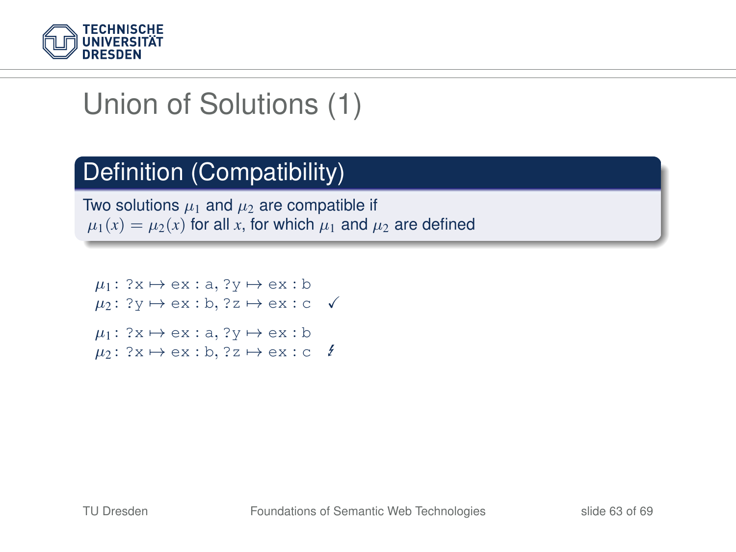# Union of Solutions (1)

## Definition (Compatibility)

Two solutions $\mu_1$ and $\mu_2$ are compatible if $\mu_1(x) = \mu_2(x)$ for all $x$, for which $\mu_1$ and $\mu_2$ are defined

$\mu_1$: ?x $\mapsto$ ex:a, ?y $\mapsto$ ex:b
$\mu_2$: ?y $\mapsto$ ex:b, ?z $\mapsto$ ex:c ✓

$\mu_1$: ?x $\mapsto$ ex:a, ?y $\mapsto$ ex:b
$\mu_2$: ?x $\mapsto$ ex:b, ?z $\mapsto$ ex:c ↯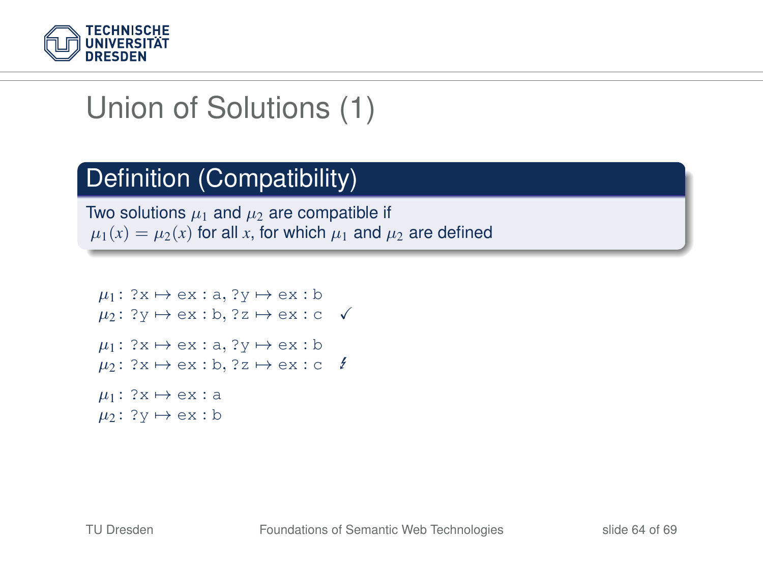# Union of Solutions (1)

**Definition (Compatibility)**

Two solutions $\mu_1$ and $\mu_2$ are compatible if $\mu_1(x) = \mu_2(x)$ for all $x$, for which $\mu_1$ and $\mu_2$ are defined

$\mu_1$: ?x $\mapsto$ ex : a, ?y $\mapsto$ ex : b
$\mu_2$: ?y $\mapsto$ ex : b, ?z $\mapsto$ ex : c ✓

$\mu_1$: ?x $\mapsto$ ex : a, ?y $\mapsto$ ex : b
$\mu_2$: ?x $\mapsto$ ex : b, ?z $\mapsto$ ex : c ↯

$\mu_1$: ?x $\mapsto$ ex : a
$\mu_2$: ?y $\mapsto$ ex : b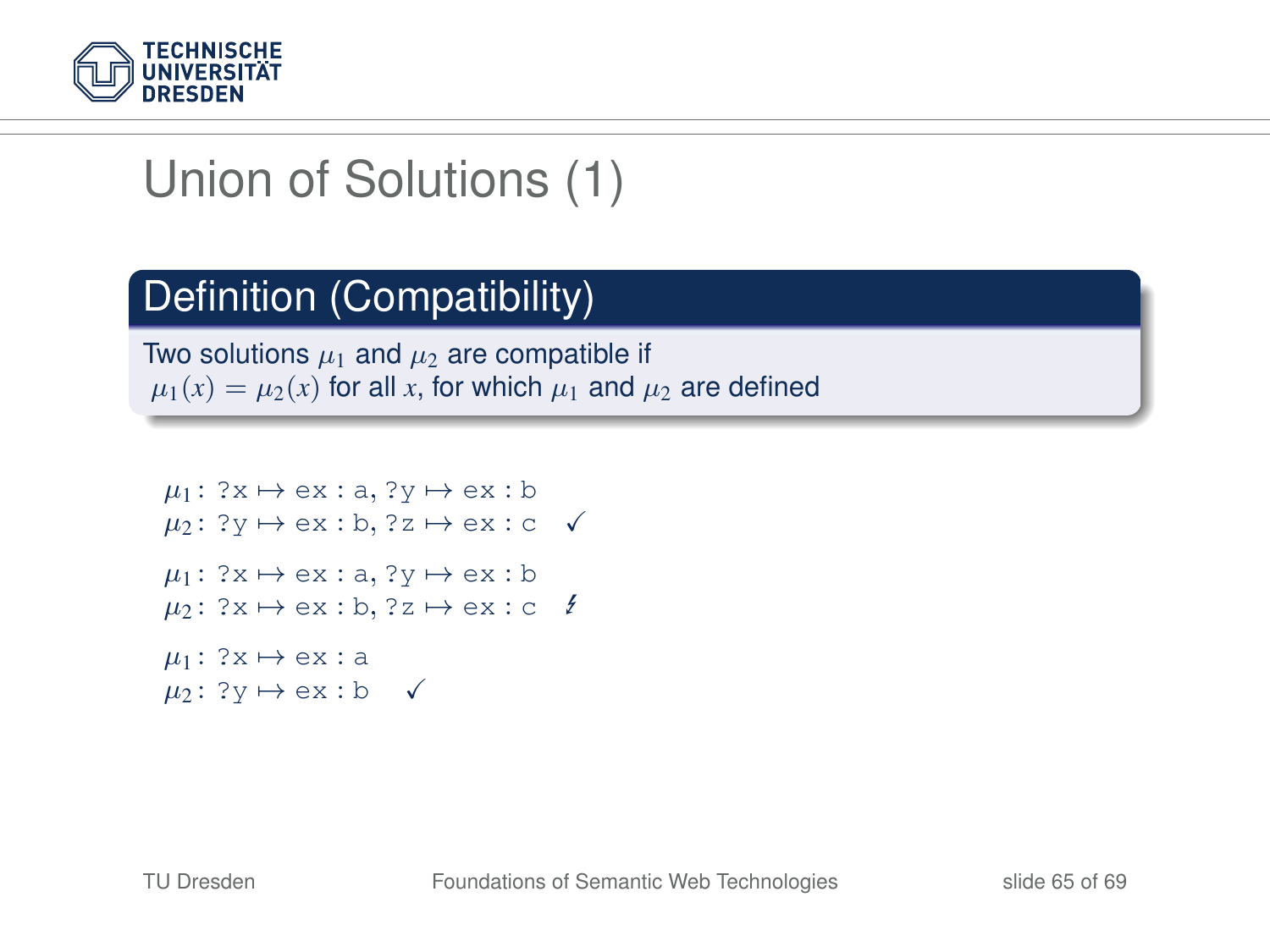# Union of Solutions (1)

## Definition (Compatibility)

Two solutions $\mu_1$ and $\mu_2$ are compatible if $\mu_1(x) = \mu_2(x)$ for all $x$, for which $\mu_1$ and $\mu_2$ are defined

$\mu_1$: $\texttt{?x} \mapsto \texttt{ex:a}, \texttt{?y} \mapsto \texttt{ex:b}$
$\mu_2$: $\texttt{?y} \mapsto \texttt{ex:b}, \texttt{?z} \mapsto \texttt{ex:c}$ ✓

$\mu_1$: $\texttt{?x} \mapsto \texttt{ex:a}, \texttt{?y} \mapsto \texttt{ex:b}$
$\mu_2$: $\texttt{?x} \mapsto \texttt{ex:b}, \texttt{?z} \mapsto \texttt{ex:c}$ ↯

$\mu_1$: $\texttt{?x} \mapsto \texttt{ex:a}$
$\mu_2$: $\texttt{?y} \mapsto \texttt{ex:b}$ ✓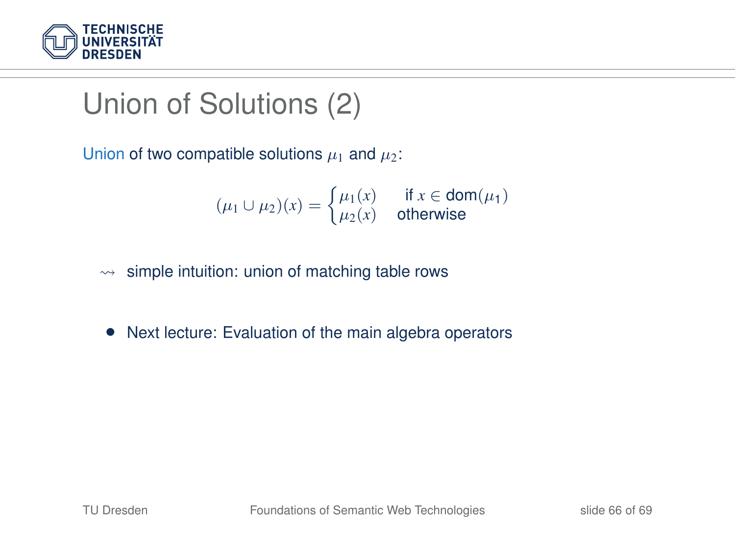# Union of Solutions (2)

Union of two compatible solutions $\mu_1$ and $\mu_2$:

$$(\mu_1 \cup \mu_2)(x) = \begin{cases} \mu_1(x) & \text{if } x \in \text{dom}(\mu_1) \\ \mu_2(x) & \text{otherwise} \end{cases}$$

$\rightsquigarrow$ simple intuition: union of matching table rows

- Next lecture: Evaluation of the main algebra operators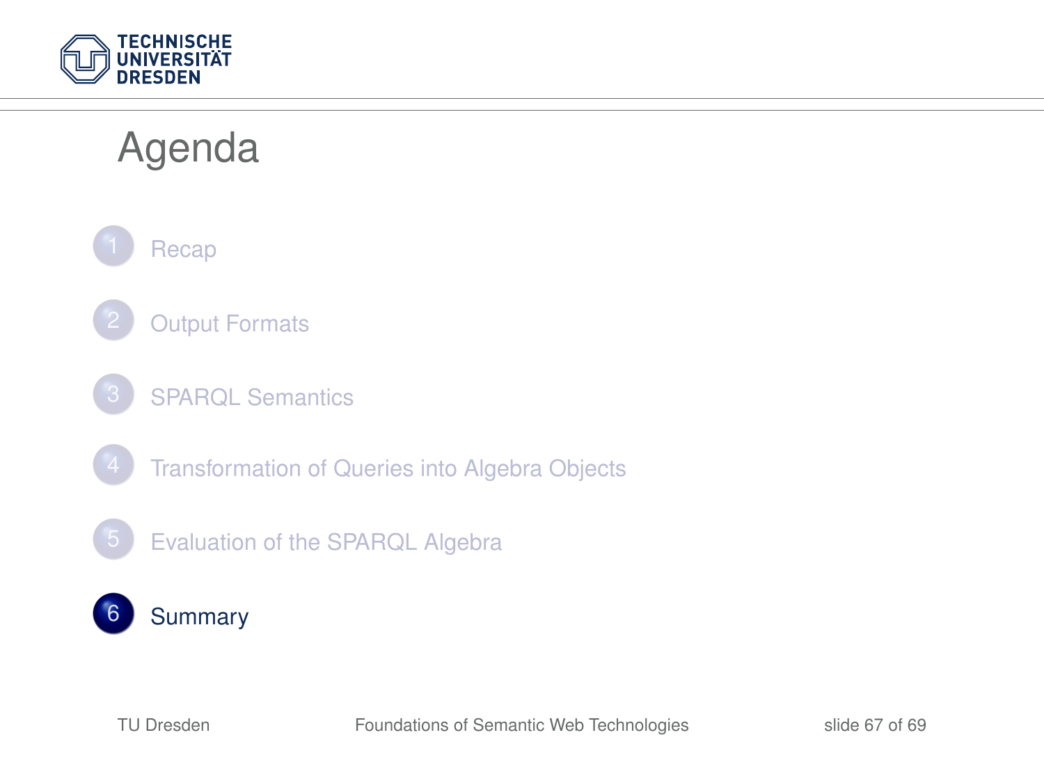# Agenda

1. Recap
2. Output Formats
3. SPARQL Semantics
4. Transformation of Queries into Algebra Objects
5. Evaluation of the SPARQL Algebra
6. **Summary**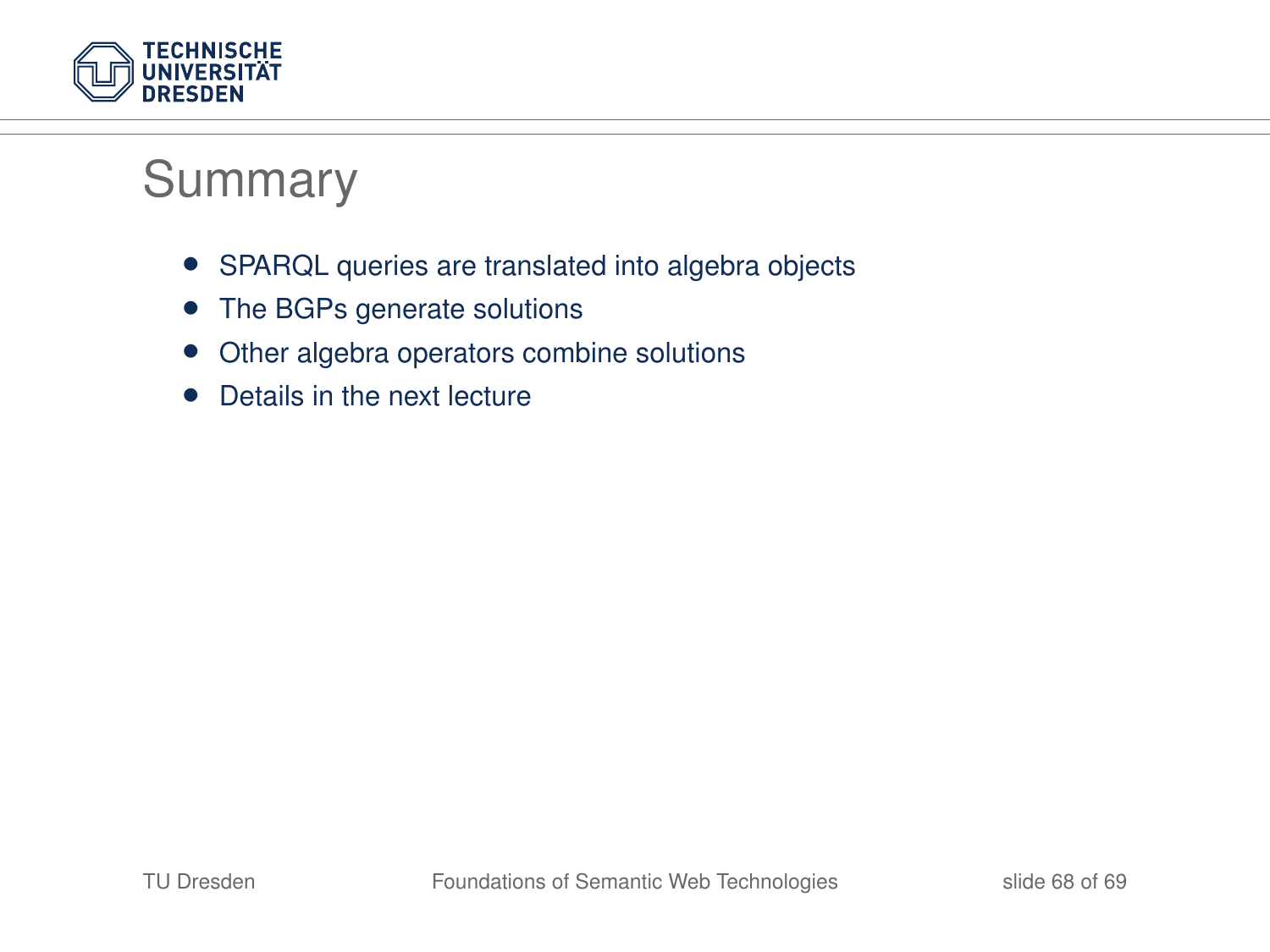# Summary

- SPARQL queries are translated into algebra objects
- The BGPs generate solutions
- Other algebra operators combine solutions
- Details in the next lecture